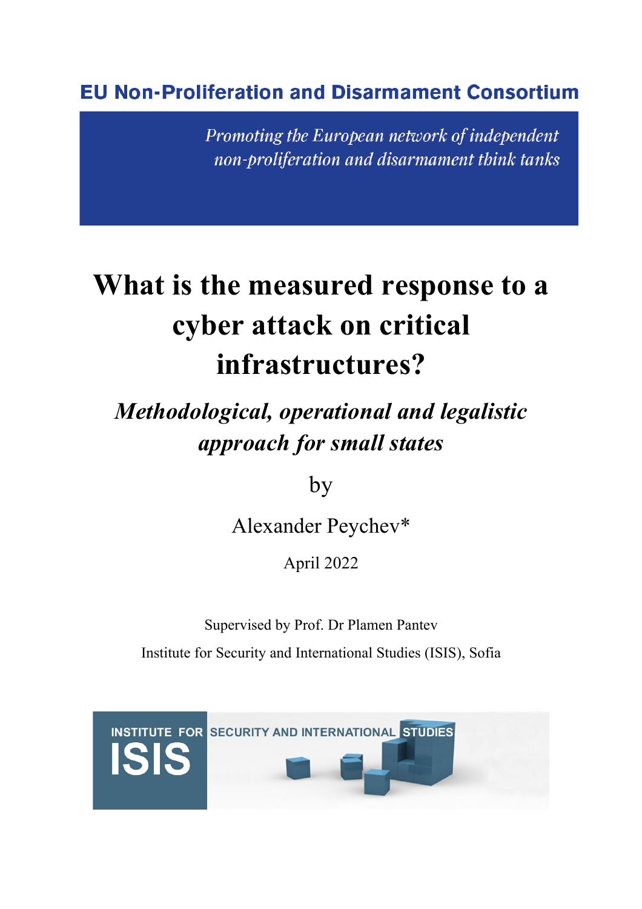EU Non-Proliferation and Disarmament Consortium

*Promoting the European network of independent non-proliferation and disarmament think tanks*

# What is the measured response to a cyber attack on critical infrastructures?

## *Methodological, operational and legalistic approach for small states*

by

Alexander Peychev*

April 2022

Supervised by Prof. Dr Plamen Pantev

Institute for Security and International Studies (ISIS), Sofia

INSTITUTE FOR SECURITY AND INTERNATIONAL STUDIES

ISIS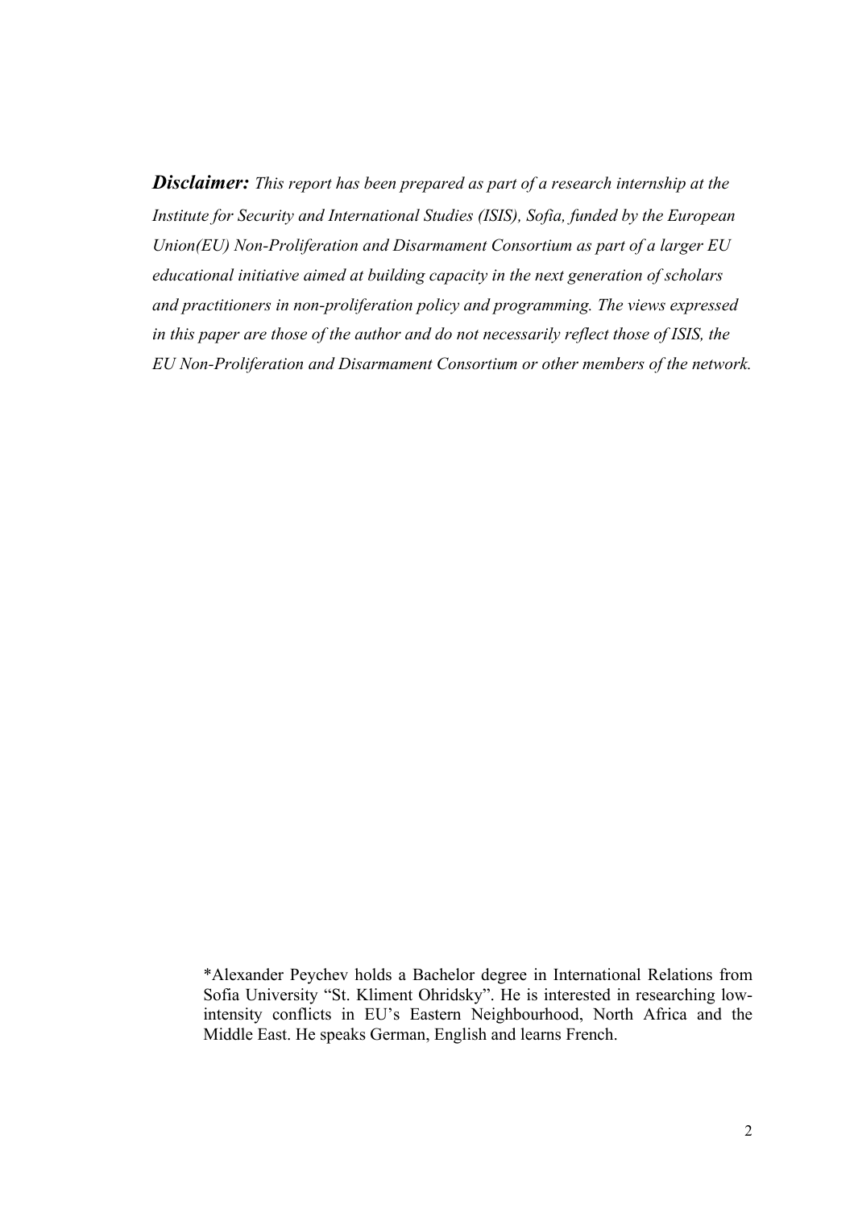***Disclaimer:*** *This report has been prepared as part of a research internship at the Institute for Security and International Studies (ISIS), Sofia, funded by the European Union(EU) Non-Proliferation and Disarmament Consortium as part of a larger EU educational initiative aimed at building capacity in the next generation of scholars and practitioners in non-proliferation policy and programming. The views expressed in this paper are those of the author and do not necessarily reflect those of ISIS, the EU Non-Proliferation and Disarmament Consortium or other members of the network.*

*Alexander Peychev holds a Bachelor degree in International Relations from Sofia University "St. Kliment Ohridsky". He is interested in researching low-intensity conflicts in EU's Eastern Neighbourhood, North Africa and the Middle East. He speaks German, English and learns French.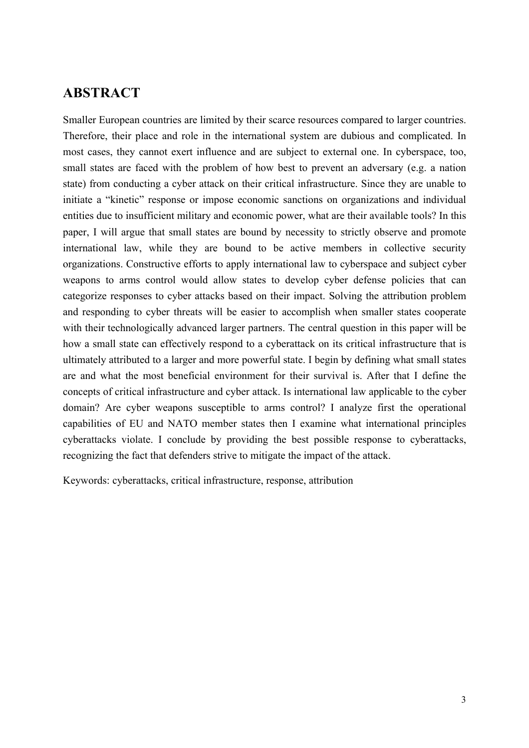## ABSTRACT

Smaller European countries are limited by their scarce resources compared to larger countries. Therefore, their place and role in the international system are dubious and complicated. In most cases, they cannot exert influence and are subject to external one. In cyberspace, too, small states are faced with the problem of how best to prevent an adversary (e.g. a nation state) from conducting a cyber attack on their critical infrastructure. Since they are unable to initiate a "kinetic" response or impose economic sanctions on organizations and individual entities due to insufficient military and economic power, what are their available tools? In this paper, I will argue that small states are bound by necessity to strictly observe and promote international law, while they are bound to be active members in collective security organizations. Constructive efforts to apply international law to cyberspace and subject cyber weapons to arms control would allow states to develop cyber defense policies that can categorize responses to cyber attacks based on their impact. Solving the attribution problem and responding to cyber threats will be easier to accomplish when smaller states cooperate with their technologically advanced larger partners. The central question in this paper will be how a small state can effectively respond to a cyberattack on its critical infrastructure that is ultimately attributed to a larger and more powerful state. I begin by defining what small states are and what the most beneficial environment for their survival is. After that I define the concepts of critical infrastructure and cyber attack. Is international law applicable to the cyber domain? Are cyber weapons susceptible to arms control? I analyze first the operational capabilities of EU and NATO member states then I examine what international principles cyberattacks violate. I conclude by providing the best possible response to cyberattacks, recognizing the fact that defenders strive to mitigate the impact of the attack.

Keywords: cyberattacks, critical infrastructure, response, attribution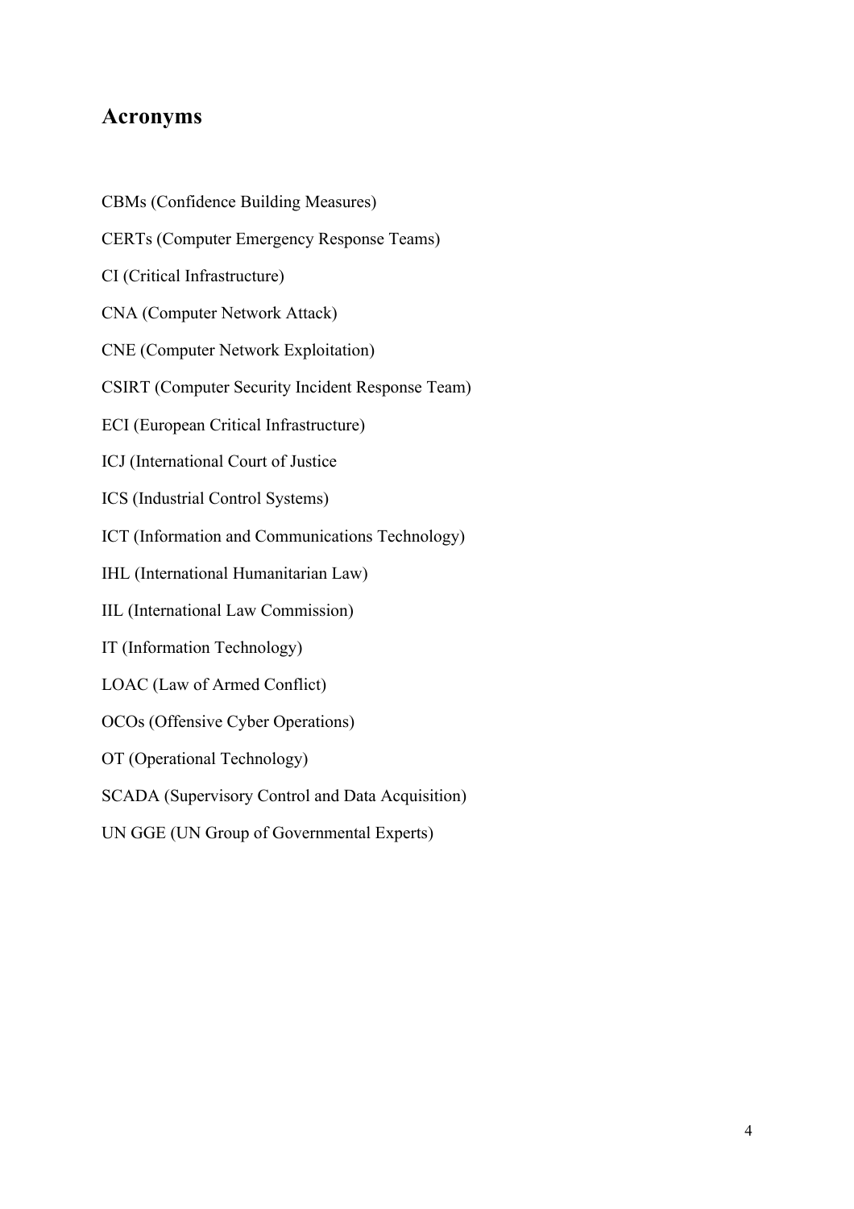## Acronyms

CBMs (Confidence Building Measures)

CERTs (Computer Emergency Response Teams)

CI (Critical Infrastructure)

CNA (Computer Network Attack)

CNE (Computer Network Exploitation)

CSIRT (Computer Security Incident Response Team)

ECI (European Critical Infrastructure)

ICJ (International Court of Justice

ICS (Industrial Control Systems)

ICT (Information and Communications Technology)

IHL (International Humanitarian Law)

IIL (International Law Commission)

IT (Information Technology)

LOAC (Law of Armed Conflict)

OCOs (Offensive Cyber Operations)

OT (Operational Technology)

SCADA (Supervisory Control and Data Acquisition)

UN GGE (UN Group of Governmental Experts)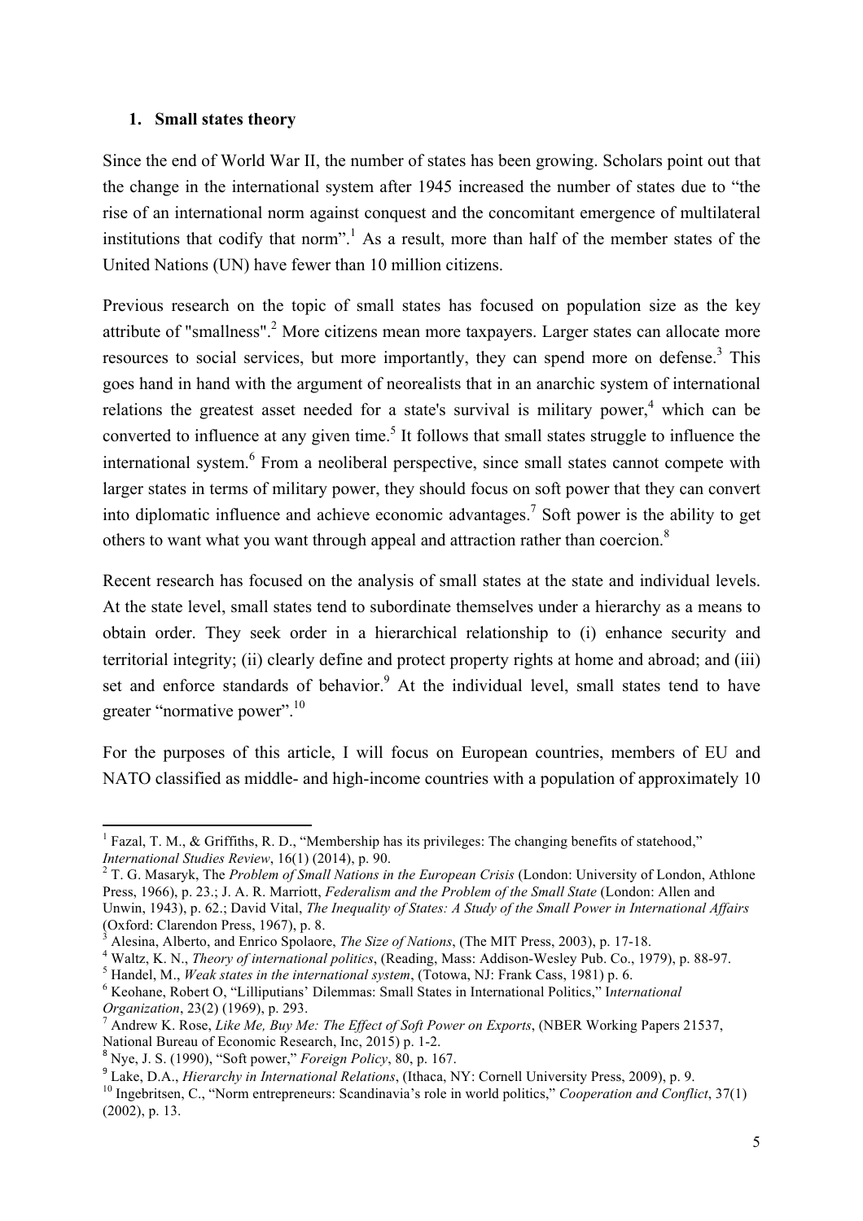## 1. Small states theory

Since the end of World War II, the number of states has been growing. Scholars point out that the change in the international system after 1945 increased the number of states due to "the rise of an international norm against conquest and the concomitant emergence of multilateral institutions that codify that norm".[1] As a result, more than half of the member states of the United Nations (UN) have fewer than 10 million citizens.

Previous research on the topic of small states has focused on population size as the key attribute of "smallness".[2] More citizens mean more taxpayers. Larger states can allocate more resources to social services, but more importantly, they can spend more on defense.[3] This goes hand in hand with the argument of neorealists that in an anarchic system of international relations the greatest asset needed for a state's survival is military power,[4] which can be converted to influence at any given time.[5] It follows that small states struggle to influence the international system.[6] From a neoliberal perspective, since small states cannot compete with larger states in terms of military power, they should focus on soft power that they can convert into diplomatic influence and achieve economic advantages.[7] Soft power is the ability to get others to want what you want through appeal and attraction rather than coercion.[8]

Recent research has focused on the analysis of small states at the state and individual levels. At the state level, small states tend to subordinate themselves under a hierarchy as a means to obtain order. They seek order in a hierarchical relationship to (i) enhance security and territorial integrity; (ii) clearly define and protect property rights at home and abroad; and (iii) set and enforce standards of behavior.[9] At the individual level, small states tend to have greater "normative power".[10]

For the purposes of this article, I will focus on European countries, members of EU and NATO classified as middle- and high-income countries with a population of approximately 10

---

[1] Fazal, T. M., & Griffiths, R. D., "Membership has its privileges: The changing benefits of statehood," *International Studies Review*, 16(1) (2014), p. 90.

[2] T. G. Masaryk, The *Problem of Small Nations in the European Crisis* (London: University of London, Athlone Press, 1966), p. 23.; J. A. R. Marriott, *Federalism and the Problem of the Small State* (London: Allen and Unwin, 1943), p. 62.; David Vital, *The Inequality of States: A Study of the Small Power in International Affairs* (Oxford: Clarendon Press, 1967), p. 8.

[3] Alesina, Alberto, and Enrico Spolaore, *The Size of Nations*, (The MIT Press, 2003), p. 17-18.

[4] Waltz, K. N., *Theory of international politics*, (Reading, Mass: Addison-Wesley Pub. Co., 1979), p. 88-97.

[5] Handel, M., *Weak states in the international system*, (Totowa, NJ: Frank Cass, 1981) p. 6.

[6] Keohane, Robert O, "Lilliputians' Dilemmas: Small States in International Politics," I*nternational Organization*, 23(2) (1969), p. 293.

[7] Andrew K. Rose, *Like Me, Buy Me: The Effect of Soft Power on Exports*, (NBER Working Papers 21537, National Bureau of Economic Research, Inc, 2015) p. 1-2.

[8] Nye, J. S. (1990), "Soft power," *Foreign Policy*, 80, p. 167.

[9] Lake, D.A., *Hierarchy in International Relations*, (Ithaca, NY: Cornell University Press, 2009), p. 9.

[10] Ingebritsen, C., "Norm entrepreneurs: Scandinavia's role in world politics," *Cooperation and Conflict*, 37(1) (2002), p. 13.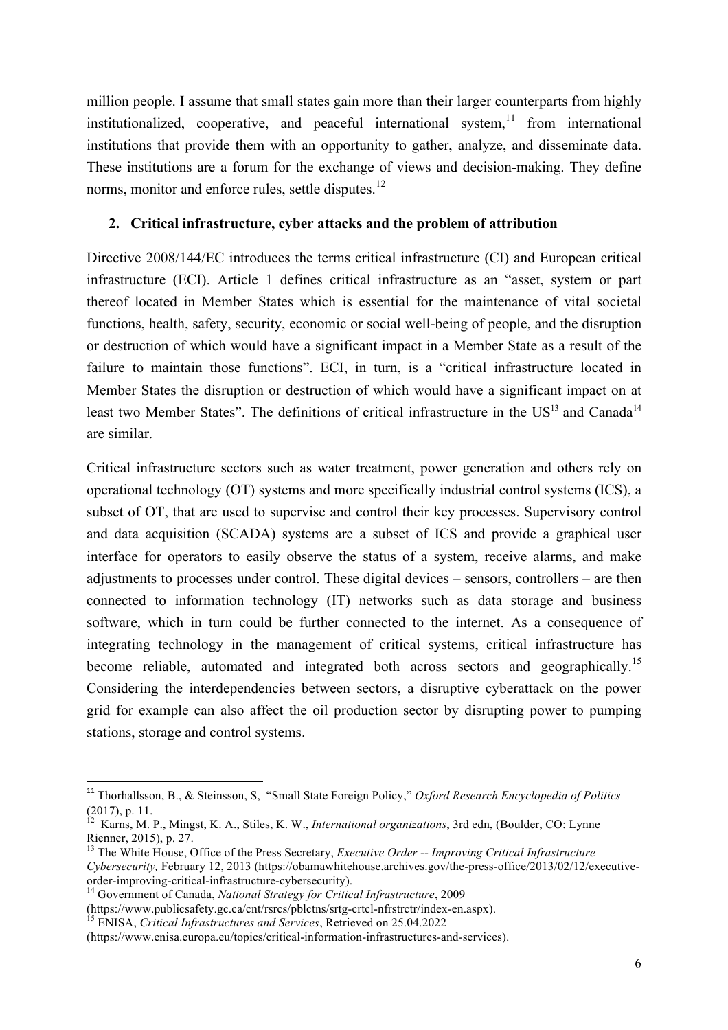million people. I assume that small states gain more than their larger counterparts from highly institutionalized, cooperative, and peaceful international system,[11] from international institutions that provide them with an opportunity to gather, analyze, and disseminate data. These institutions are a forum for the exchange of views and decision-making. They define norms, monitor and enforce rules, settle disputes.[12]

## 2. Critical infrastructure, cyber attacks and the problem of attribution

Directive 2008/144/EC introduces the terms critical infrastructure (CI) and European critical infrastructure (ECI). Article 1 defines critical infrastructure as an "asset, system or part thereof located in Member States which is essential for the maintenance of vital societal functions, health, safety, security, economic or social well-being of people, and the disruption or destruction of which would have a significant impact in a Member State as a result of the failure to maintain those functions". ECI, in turn, is a "critical infrastructure located in Member States the disruption or destruction of which would have a significant impact on at least two Member States". The definitions of critical infrastructure in the US[13] and Canada[14] are similar.

Critical infrastructure sectors such as water treatment, power generation and others rely on operational technology (OT) systems and more specifically industrial control systems (ICS), a subset of OT, that are used to supervise and control their key processes. Supervisory control and data acquisition (SCADA) systems are a subset of ICS and provide a graphical user interface for operators to easily observe the status of a system, receive alarms, and make adjustments to processes under control. These digital devices – sensors, controllers – are then connected to information technology (IT) networks such as data storage and business software, which in turn could be further connected to the internet. As a consequence of integrating technology in the management of critical systems, critical infrastructure has become reliable, automated and integrated both across sectors and geographically.[15] Considering the interdependencies between sectors, a disruptive cyberattack on the power grid for example can also affect the oil production sector by disrupting power to pumping stations, storage and control systems.

---

[11] Thorhallsson, B., & Steinsson, S, "Small State Foreign Policy," *Oxford Research Encyclopedia of Politics* (2017), p. 11.

[12] Karns, M. P., Mingst, K. A., Stiles, K. W., *International organizations*, 3rd edn, (Boulder, CO: Lynne Rienner, 2015), p. 27.

[13] The White House, Office of the Press Secretary, *Executive Order -- Improving Critical Infrastructure Cybersecurity,* February 12, 2013 (https://obamawhitehouse.archives.gov/the-press-office/2013/02/12/executive-order-improving-critical-infrastructure-cybersecurity).

[14] Government of Canada, *National Strategy for Critical Infrastructure*, 2009 (https://www.publicsafety.gc.ca/cnt/rsrcs/pblctns/srtg-crtcl-nfrstrctr/index-en.aspx).

[15] ENISA, *Critical Infrastructures and Services*, Retrieved on 25.04.2022 (https://www.enisa.europa.eu/topics/critical-information-infrastructures-and-services).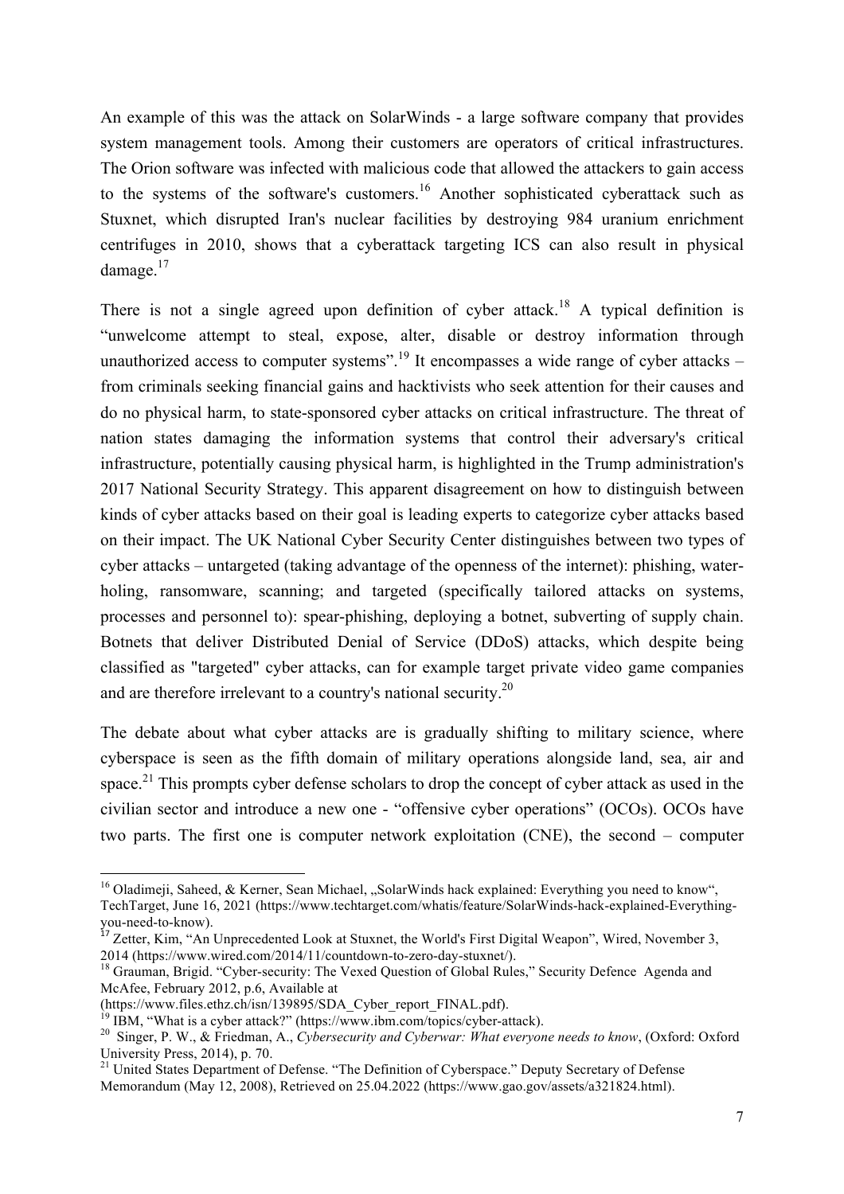An example of this was the attack on SolarWinds - a large software company that provides system management tools. Among their customers are operators of critical infrastructures. The Orion software was infected with malicious code that allowed the attackers to gain access to the systems of the software's customers.[16] Another sophisticated cyberattack such as Stuxnet, which disrupted Iran's nuclear facilities by destroying 984 uranium enrichment centrifuges in 2010, shows that a cyberattack targeting ICS can also result in physical damage.[17]

There is not a single agreed upon definition of cyber attack.[18] A typical definition is "unwelcome attempt to steal, expose, alter, disable or destroy information through unauthorized access to computer systems".[19] It encompasses a wide range of cyber attacks – from criminals seeking financial gains and hacktivists who seek attention for their causes and do no physical harm, to state-sponsored cyber attacks on critical infrastructure. The threat of nation states damaging the information systems that control their adversary's critical infrastructure, potentially causing physical harm, is highlighted in the Trump administration's 2017 National Security Strategy. This apparent disagreement on how to distinguish between kinds of cyber attacks based on their goal is leading experts to categorize cyber attacks based on their impact. The UK National Cyber Security Center distinguishes between two types of cyber attacks – untargeted (taking advantage of the openness of the internet): phishing, water-holing, ransomware, scanning; and targeted (specifically tailored attacks on systems, processes and personnel to): spear-phishing, deploying a botnet, subverting of supply chain. Botnets that deliver Distributed Denial of Service (DDoS) attacks, which despite being classified as "targeted" cyber attacks, can for example target private video game companies and are therefore irrelevant to a country's national security.[20]

The debate about what cyber attacks are is gradually shifting to military science, where cyberspace is seen as the fifth domain of military operations alongside land, sea, air and space.[21] This prompts cyber defense scholars to drop the concept of cyber attack as used in the civilian sector and introduce a new one - "offensive cyber operations" (OCOs). OCOs have two parts. The first one is computer network exploitation (CNE), the second – computer

---

[16] Oladimeji, Saheed, & Kerner, Sean Michael, „SolarWinds hack explained: Everything you need to know", TechTarget, June 16, 2021 (https://www.techtarget.com/whatis/feature/SolarWinds-hack-explained-Everything-you-need-to-know).

[17] Zetter, Kim, "An Unprecedented Look at Stuxnet, the World's First Digital Weapon", Wired, November 3, 2014 (https://www.wired.com/2014/11/countdown-to-zero-day-stuxnet/).

[18] Grauman, Brigid. "Cyber-security: The Vexed Question of Global Rules," Security Defence Agenda and McAfee, February 2012, p.6, Available at (https://www.files.ethz.ch/isn/139895/SDA_Cyber_report_FINAL.pdf).

[19] IBM, "What is a cyber attack?" (https://www.ibm.com/topics/cyber-attack).

[20] Singer, P. W., & Friedman, A., *Cybersecurity and Cyberwar: What everyone needs to know*, (Oxford: Oxford University Press, 2014), p. 70.

[21] United States Department of Defense. "The Definition of Cyberspace." Deputy Secretary of Defense Memorandum (May 12, 2008), Retrieved on 25.04.2022 (https://www.gao.gov/assets/a321824.html).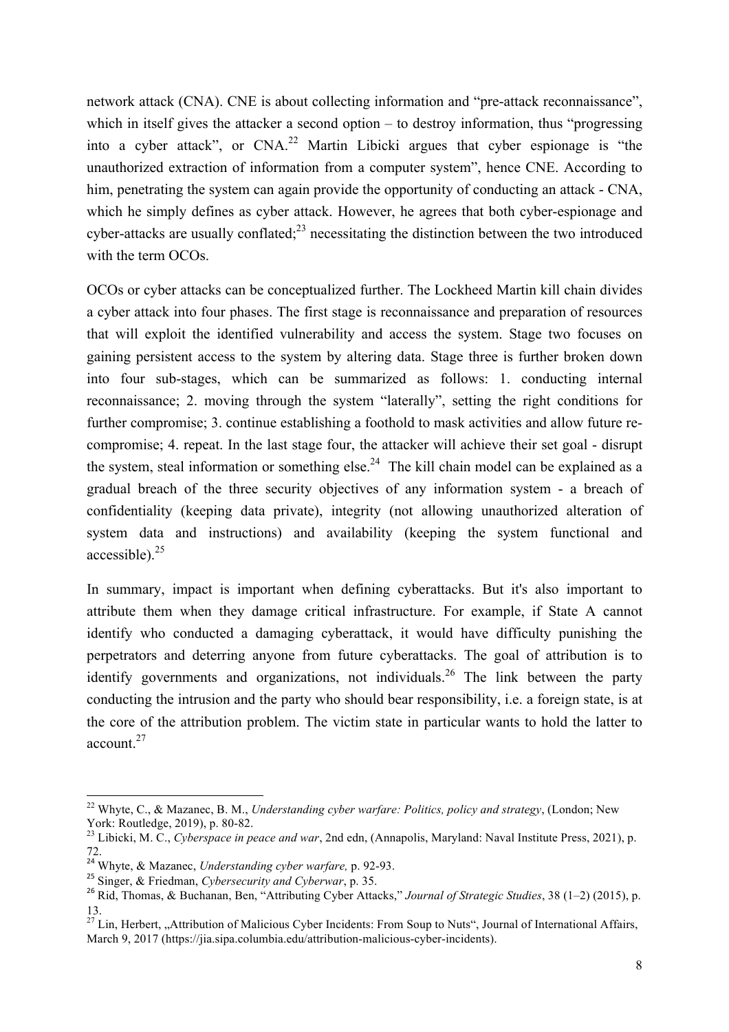network attack (CNA). CNE is about collecting information and "pre-attack reconnaissance", which in itself gives the attacker a second option – to destroy information, thus "progressing into a cyber attack", or CNA.[22] Martin Libicki argues that cyber espionage is "the unauthorized extraction of information from a computer system", hence CNE. According to him, penetrating the system can again provide the opportunity of conducting an attack - CNA, which he simply defines as cyber attack. However, he agrees that both cyber-espionage and cyber-attacks are usually conflated;[23] necessitating the distinction between the two introduced with the term OCOs.

OCOs or cyber attacks can be conceptualized further. The Lockheed Martin kill chain divides a cyber attack into four phases. The first stage is reconnaissance and preparation of resources that will exploit the identified vulnerability and access the system. Stage two focuses on gaining persistent access to the system by altering data. Stage three is further broken down into four sub-stages, which can be summarized as follows: 1. conducting internal reconnaissance; 2. moving through the system "laterally", setting the right conditions for further compromise; 3. continue establishing a foothold to mask activities and allow future re-compromise; 4. repeat. In the last stage four, the attacker will achieve their set goal - disrupt the system, steal information or something else.[24] The kill chain model can be explained as a gradual breach of the three security objectives of any information system - a breach of confidentiality (keeping data private), integrity (not allowing unauthorized alteration of system data and instructions) and availability (keeping the system functional and accessible).[25]

In summary, impact is important when defining cyberattacks. But it's also important to attribute them when they damage critical infrastructure. For example, if State A cannot identify who conducted a damaging cyberattack, it would have difficulty punishing the perpetrators and deterring anyone from future cyberattacks. The goal of attribution is to identify governments and organizations, not individuals.[26] The link between the party conducting the intrusion and the party who should bear responsibility, i.e. a foreign state, is at the core of the attribution problem. The victim state in particular wants to hold the latter to account.[27]

---

[22] Whyte, C., & Mazanec, B. M., *Understanding cyber warfare: Politics, policy and strategy*, (London; New York: Routledge, 2019), p. 80-82.

[23] Libicki, M. C., *Cyberspace in peace and war*, 2nd edn, (Annapolis, Maryland: Naval Institute Press, 2021), p. 72.

[24] Whyte, & Mazanec, *Understanding cyber warfare,* p. 92-93.

[25] Singer, & Friedman, *Cybersecurity and Cyberwar*, p. 35.

[26] Rid, Thomas, & Buchanan, Ben, "Attributing Cyber Attacks," *Journal of Strategic Studies*, 38 (1–2) (2015), p. 13.

[27] Lin, Herbert, „Attribution of Malicious Cyber Incidents: From Soup to Nuts", Journal of International Affairs, March 9, 2017 (https://jia.sipa.columbia.edu/attribution-malicious-cyber-incidents).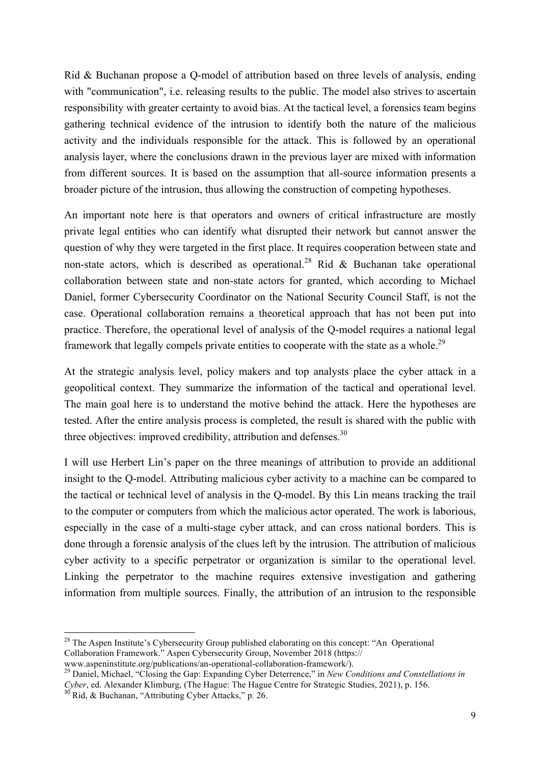Rid & Buchanan propose a Q-model of attribution based on three levels of analysis, ending with "communication", i.e. releasing results to the public. The model also strives to ascertain responsibility with greater certainty to avoid bias. At the tactical level, a forensics team begins gathering technical evidence of the intrusion to identify both the nature of the malicious activity and the individuals responsible for the attack. This is followed by an operational analysis layer, where the conclusions drawn in the previous layer are mixed with information from different sources. It is based on the assumption that all-source information presents a broader picture of the intrusion, thus allowing the construction of competing hypotheses.

An important note here is that operators and owners of critical infrastructure are mostly private legal entities who can identify what disrupted their network but cannot answer the question of why they were targeted in the first place. It requires cooperation between state and non-state actors, which is described as operational.[28] Rid & Buchanan take operational collaboration between state and non-state actors for granted, which according to Michael Daniel, former Cybersecurity Coordinator on the National Security Council Staff, is not the case. Operational collaboration remains a theoretical approach that has not been put into practice. Therefore, the operational level of analysis of the Q-model requires a national legal framework that legally compels private entities to cooperate with the state as a whole.[29]

At the strategic analysis level, policy makers and top analysts place the cyber attack in a geopolitical context. They summarize the information of the tactical and operational level. The main goal here is to understand the motive behind the attack. Here the hypotheses are tested. After the entire analysis process is completed, the result is shared with the public with three objectives: improved credibility, attribution and defenses.[30]

I will use Herbert Lin's paper on the three meanings of attribution to provide an additional insight to the Q-model. Attributing malicious cyber activity to a machine can be compared to the tactical or technical level of analysis in the Q-model. By this Lin means tracking the trail to the computer or computers from which the malicious actor operated. The work is laborious, especially in the case of a multi-stage cyber attack, and can cross national borders. This is done through a forensic analysis of the clues left by the intrusion. The attribution of malicious cyber activity to a specific perpetrator or organization is similar to the operational level. Linking the perpetrator to the machine requires extensive investigation and gathering information from multiple sources. Finally, the attribution of an intrusion to the responsible

---

[28] The Aspen Institute's Cybersecurity Group published elaborating on this concept: "An Operational Collaboration Framework." Aspen Cybersecurity Group, November 2018 (https://www.aspeninstitute.org/publications/an-operational-collaboration-framework/).

[29] Daniel, Michael, "Closing the Gap: Expanding Cyber Deterrence," in *New Conditions and Constellations in Cyber*, ed. Alexander Klimburg, (The Hague: The Hague Centre for Strategic Studies, 2021), p. 156.

[30] Rid, & Buchanan, "Attributing Cyber Attacks," p. 26.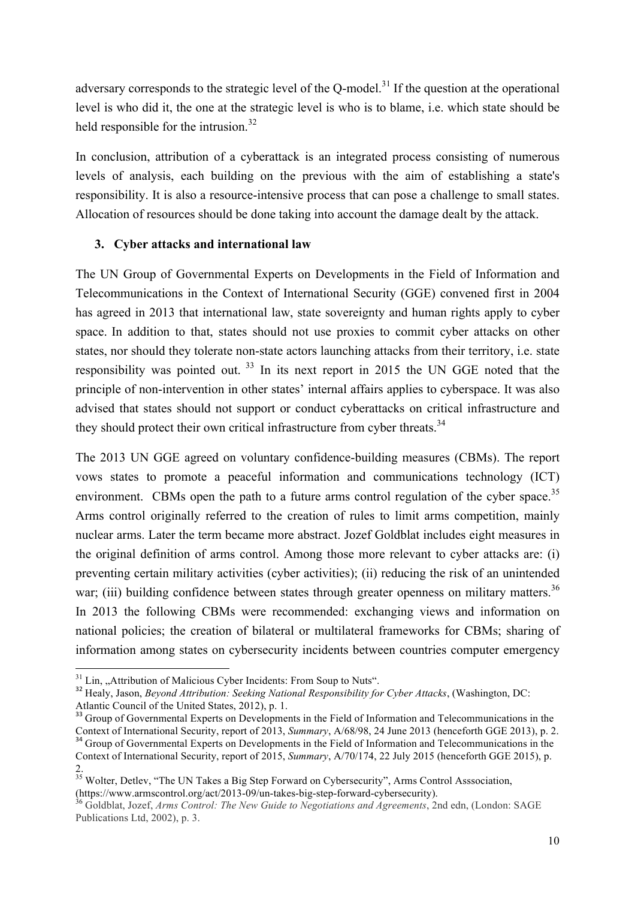adversary corresponds to the strategic level of the Q-model.[31] If the question at the operational level is who did it, the one at the strategic level is who is to blame, i.e. which state should be held responsible for the intrusion.[32]

In conclusion, attribution of a cyberattack is an integrated process consisting of numerous levels of analysis, each building on the previous with the aim of establishing a state's responsibility. It is also a resource-intensive process that can pose a challenge to small states. Allocation of resources should be done taking into account the damage dealt by the attack.

## 3. Cyber attacks and international law

The UN Group of Governmental Experts on Developments in the Field of Information and Telecommunications in the Context of International Security (GGE) convened first in 2004 has agreed in 2013 that international law, state sovereignty and human rights apply to cyber space. In addition to that, states should not use proxies to commit cyber attacks on other states, nor should they tolerate non-state actors launching attacks from their territory, i.e. state responsibility was pointed out. [33] In its next report in 2015 the UN GGE noted that the principle of non-intervention in other states' internal affairs applies to cyberspace. It was also advised that states should not support or conduct cyberattacks on critical infrastructure and they should protect their own critical infrastructure from cyber threats.[34]

The 2013 UN GGE agreed on voluntary confidence-building measures (CBMs). The report vows states to promote a peaceful information and communications technology (ICT) environment. CBMs open the path to a future arms control regulation of the cyber space.[35] Arms control originally referred to the creation of rules to limit arms competition, mainly nuclear arms. Later the term became more abstract. Jozef Goldblat includes eight measures in the original definition of arms control. Among those more relevant to cyber attacks are: (i) preventing certain military activities (cyber activities); (ii) reducing the risk of an unintended war; (iii) building confidence between states through greater openness on military matters.[36] In 2013 the following CBMs were recommended: exchanging views and information on national policies; the creation of bilateral or multilateral frameworks for CBMs; sharing of information among states on cybersecurity incidents between countries computer emergency

---

[31] Lin, „Attribution of Malicious Cyber Incidents: From Soup to Nuts".

[32] Healy, Jason, *Beyond Attribution: Seeking National Responsibility for Cyber Attacks*, (Washington, DC: Atlantic Council of the United States, 2012), p. 1.

[33] Group of Governmental Experts on Developments in the Field of Information and Telecommunications in the Context of International Security, report of 2013, *Summary*, A/68/98, 24 June 2013 (henceforth GGE 2013), p. 2.

[34] Group of Governmental Experts on Developments in the Field of Information and Telecommunications in the Context of International Security, report of 2015, *Summary*, A/70/174, 22 July 2015 (henceforth GGE 2015), p. 2.

[35] Wolter, Detlev, "The UN Takes a Big Step Forward on Cybersecurity", Arms Control Asssociation, (https://www.armscontrol.org/act/2013-09/un-takes-big-step-forward-cybersecurity).

[36] Goldblat, Jozef, *Arms Control: The New Guide to Negotiations and Agreements*, 2nd edn, (London: SAGE Publications Ltd, 2002), p. 3.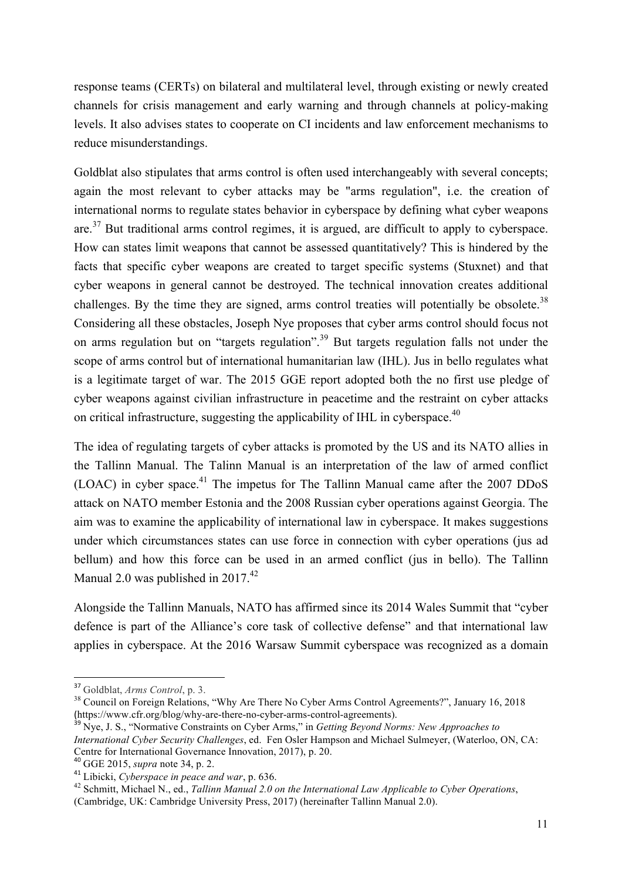response teams (CERTs) on bilateral and multilateral level, through existing or newly created channels for crisis management and early warning and through channels at policy-making levels. It also advises states to cooperate on CI incidents and law enforcement mechanisms to reduce misunderstandings.

Goldblat also stipulates that arms control is often used interchangeably with several concepts; again the most relevant to cyber attacks may be "arms regulation", i.e. the creation of international norms to regulate states behavior in cyberspace by defining what cyber weapons are.[37] But traditional arms control regimes, it is argued, are difficult to apply to cyberspace. How can states limit weapons that cannot be assessed quantitatively? This is hindered by the facts that specific cyber weapons are created to target specific systems (Stuxnet) and that cyber weapons in general cannot be destroyed. The technical innovation creates additional challenges. By the time they are signed, arms control treaties will potentially be obsolete.[38] Considering all these obstacles, Joseph Nye proposes that cyber arms control should focus not on arms regulation but on "targets regulation".[39] But targets regulation falls not under the scope of arms control but of international humanitarian law (IHL). Jus in bello regulates what is a legitimate target of war. The 2015 GGE report adopted both the no first use pledge of cyber weapons against civilian infrastructure in peacetime and the restraint on cyber attacks on critical infrastructure, suggesting the applicability of IHL in cyberspace.[40]

The idea of regulating targets of cyber attacks is promoted by the US and its NATO allies in the Tallinn Manual. The Talinn Manual is an interpretation of the law of armed conflict (LOAC) in cyber space.[41] The impetus for The Tallinn Manual came after the 2007 DDoS attack on NATO member Estonia and the 2008 Russian cyber operations against Georgia. The aim was to examine the applicability of international law in cyberspace. It makes suggestions under which circumstances states can use force in connection with cyber operations (jus ad bellum) and how this force can be used in an armed conflict (jus in bello). The Tallinn Manual 2.0 was published in 2017.[42]

Alongside the Tallinn Manuals, NATO has affirmed since its 2014 Wales Summit that "cyber defence is part of the Alliance's core task of collective defense" and that international law applies in cyberspace. At the 2016 Warsaw Summit cyberspace was recognized as a domain

---

[37] Goldblat, *Arms Control*, p. 3.

[38] Council on Foreign Relations, "Why Are There No Cyber Arms Control Agreements?", January 16, 2018 (https://www.cfr.org/blog/why-are-there-no-cyber-arms-control-agreements).

[39] Nye, J. S., "Normative Constraints on Cyber Arms," in *Getting Beyond Norms: New Approaches to International Cyber Security Challenges*, ed. Fen Osler Hampson and Michael Sulmeyer, (Waterloo, ON, CA: Centre for International Governance Innovation, 2017), p. 20.

[40] GGE 2015, *supra* note 34, p. 2.

[41] Libicki, *Cyberspace in peace and war*, p. 636.

[42] Schmitt, Michael N., ed., *Tallinn Manual 2.0 on the International Law Applicable to Cyber Operations*, (Cambridge, UK: Cambridge University Press, 2017) (hereinafter Tallinn Manual 2.0).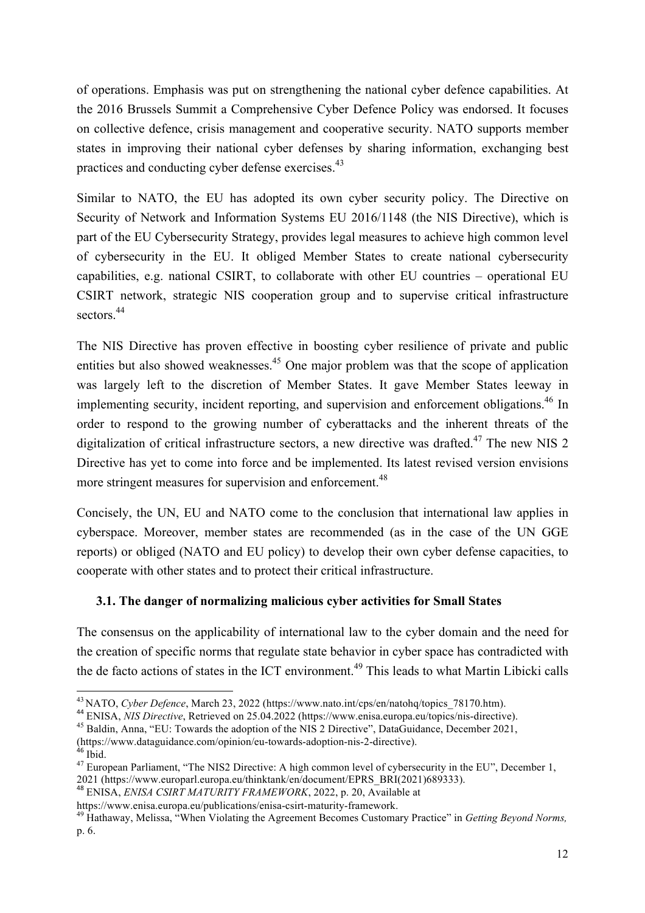of operations. Emphasis was put on strengthening the national cyber defence capabilities. At the 2016 Brussels Summit a Comprehensive Cyber Defence Policy was endorsed. It focuses on collective defence, crisis management and cooperative security. NATO supports member states in improving their national cyber defenses by sharing information, exchanging best practices and conducting cyber defense exercises.[43]

Similar to NATO, the EU has adopted its own cyber security policy. The Directive on Security of Network and Information Systems EU 2016/1148 (the NIS Directive), which is part of the EU Cybersecurity Strategy, provides legal measures to achieve high common level of cybersecurity in the EU. It obliged Member States to create national cybersecurity capabilities, e.g. national CSIRT, to collaborate with other EU countries – operational EU CSIRT network, strategic NIS cooperation group and to supervise critical infrastructure sectors.[44]

The NIS Directive has proven effective in boosting cyber resilience of private and public entities but also showed weaknesses.[45] One major problem was that the scope of application was largely left to the discretion of Member States. It gave Member States leeway in implementing security, incident reporting, and supervision and enforcement obligations.[46] In order to respond to the growing number of cyberattacks and the inherent threats of the digitalization of critical infrastructure sectors, a new directive was drafted.[47] The new NIS 2 Directive has yet to come into force and be implemented. Its latest revised version envisions more stringent measures for supervision and enforcement.[48]

Concisely, the UN, EU and NATO come to the conclusion that international law applies in cyberspace. Moreover, member states are recommended (as in the case of the UN GGE reports) or obliged (NATO and EU policy) to develop their own cyber defense capacities, to cooperate with other states and to protect their critical infrastructure.

### 3.1. The danger of normalizing malicious cyber activities for Small States

The consensus on the applicability of international law to the cyber domain and the need for the creation of specific norms that regulate state behavior in cyber space has contradicted with the de facto actions of states in the ICT environment.[49] This leads to what Martin Libicki calls

---

[43] NATO, *Cyber Defence*, March 23, 2022 (https://www.nato.int/cps/en/natohq/topics_78170.htm).

[44] ENISA, *NIS Directive*, Retrieved on 25.04.2022 (https://www.enisa.europa.eu/topics/nis-directive).

[45] Baldin, Anna, "EU: Towards the adoption of the NIS 2 Directive", DataGuidance, December 2021, (https://www.dataguidance.com/opinion/eu-towards-adoption-nis-2-directive).

[46] Ibid.

[47] European Parliament, "The NIS2 Directive: A high common level of cybersecurity in the EU", December 1, 2021 (https://www.europarl.europa.eu/thinktank/en/document/EPRS_BRI(2021)689333).

[48] ENISA, *ENISA CSIRT MATURITY FRAMEWORK*, 2022, p. 20, Available at https://www.enisa.europa.eu/publications/enisa-csirt-maturity-framework.

[49] Hathaway, Melissa, "When Violating the Agreement Becomes Customary Practice" in *Getting Beyond Norms,* p. 6.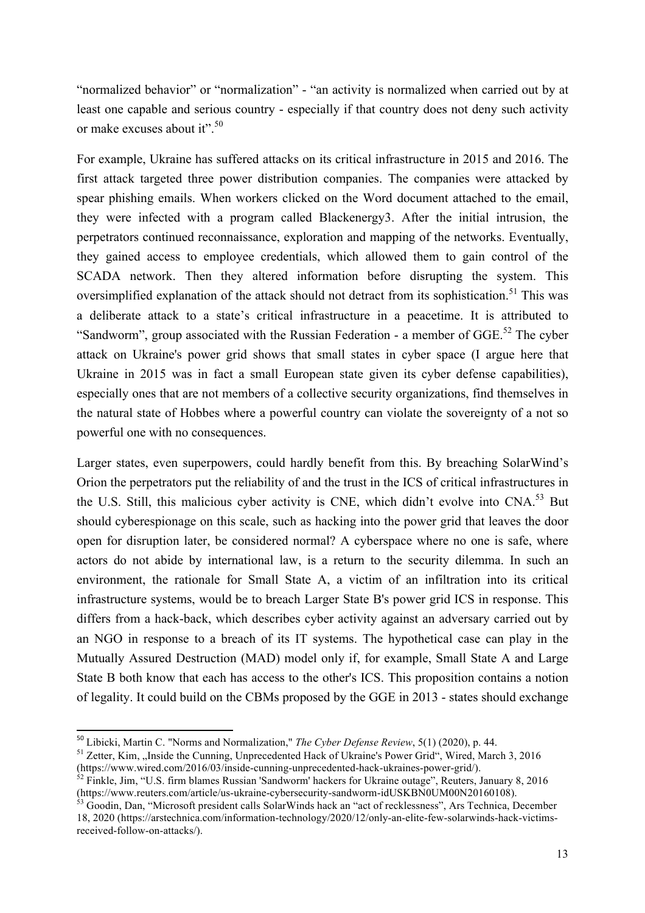"normalized behavior" or "normalization" - "an activity is normalized when carried out by at least one capable and serious country - especially if that country does not deny such activity or make excuses about it".[50]

For example, Ukraine has suffered attacks on its critical infrastructure in 2015 and 2016. The first attack targeted three power distribution companies. The companies were attacked by spear phishing emails. When workers clicked on the Word document attached to the email, they were infected with a program called Blackenergy3. After the initial intrusion, the perpetrators continued reconnaissance, exploration and mapping of the networks. Eventually, they gained access to employee credentials, which allowed them to gain control of the SCADA network. Then they altered information before disrupting the system. This oversimplified explanation of the attack should not detract from its sophistication.[51] This was a deliberate attack to a state's critical infrastructure in a peacetime. It is attributed to "Sandworm", group associated with the Russian Federation - a member of GGE.[52] The cyber attack on Ukraine's power grid shows that small states in cyber space (I argue here that Ukraine in 2015 was in fact a small European state given its cyber defense capabilities), especially ones that are not members of a collective security organizations, find themselves in the natural state of Hobbes where a powerful country can violate the sovereignty of a not so powerful one with no consequences.

Larger states, even superpowers, could hardly benefit from this. By breaching SolarWind's Orion the perpetrators put the reliability of and the trust in the ICS of critical infrastructures in the U.S. Still, this malicious cyber activity is CNE, which didn't evolve into CNA.[53] But should cyberespionage on this scale, such as hacking into the power grid that leaves the door open for disruption later, be considered normal? A cyberspace where no one is safe, where actors do not abide by international law, is a return to the security dilemma. In such an environment, the rationale for Small State A, a victim of an infiltration into its critical infrastructure systems, would be to breach Larger State B's power grid ICS in response. This differs from a hack-back, which describes cyber activity against an adversary carried out by an NGO in response to a breach of its IT systems. The hypothetical case can play in the Mutually Assured Destruction (MAD) model only if, for example, Small State A and Large State B both know that each has access to the other's ICS. This proposition contains a notion of legality. It could build on the CBMs proposed by the GGE in 2013 - states should exchange

---

[50] Libicki, Martin C. "Norms and Normalization," *The Cyber Defense Review*, 5(1) (2020), p. 44.

[51] Zetter, Kim, „Inside the Cunning, Unprecedented Hack of Ukraine's Power Grid", Wired, March 3, 2016 (https://www.wired.com/2016/03/inside-cunning-unprecedented-hack-ukraines-power-grid/).

[52] Finkle, Jim, "U.S. firm blames Russian 'Sandworm' hackers for Ukraine outage", Reuters, January 8, 2016 (https://www.reuters.com/article/us-ukraine-cybersecurity-sandworm-idUSKBN0UM00N20160108).

[53] Goodin, Dan, "Microsoft president calls SolarWinds hack an "act of recklessness", Ars Technica, December 18, 2020 (https://arstechnica.com/information-technology/2020/12/only-an-elite-few-solarwinds-hack-victims-received-follow-on-attacks/).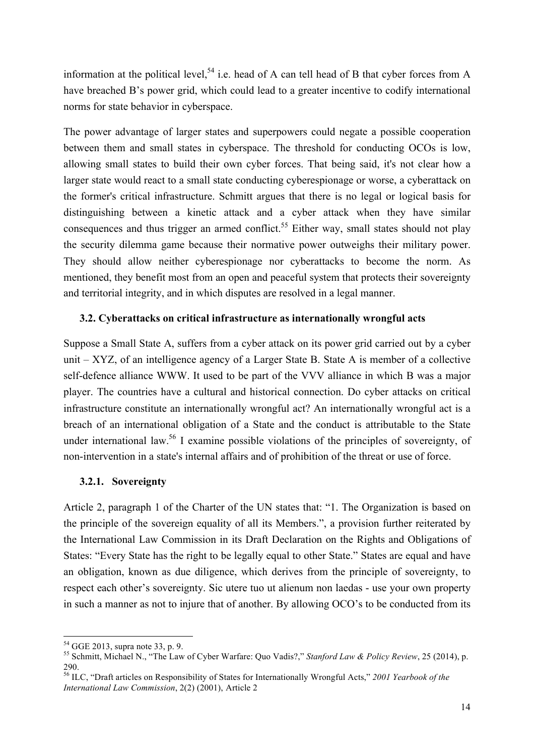information at the political level,[54] i.e. head of A can tell head of B that cyber forces from A have breached B's power grid, which could lead to a greater incentive to codify international norms for state behavior in cyberspace.

The power advantage of larger states and superpowers could negate a possible cooperation between them and small states in cyberspace. The threshold for conducting OCOs is low, allowing small states to build their own cyber forces. That being said, it's not clear how a larger state would react to a small state conducting cyberespionage or worse, a cyberattack on the former's critical infrastructure. Schmitt argues that there is no legal or logical basis for distinguishing between a kinetic attack and a cyber attack when they have similar consequences and thus trigger an armed conflict.[55] Either way, small states should not play the security dilemma game because their normative power outweighs their military power. They should allow neither cyberespionage nor cyberattacks to become the norm. As mentioned, they benefit most from an open and peaceful system that protects their sovereignty and territorial integrity, and in which disputes are resolved in a legal manner.

### 3.2. Cyberattacks on critical infrastructure as internationally wrongful acts

Suppose a Small State A, suffers from a cyber attack on its power grid carried out by a cyber unit – XYZ, of an intelligence agency of a Larger State B. State A is member of a collective self-defence alliance WWW. It used to be part of the VVV alliance in which B was a major player. The countries have a cultural and historical connection. Do cyber attacks on critical infrastructure constitute an internationally wrongful act? An internationally wrongful act is a breach of an international obligation of a State and the conduct is attributable to the State under international law.[56] I examine possible violations of the principles of sovereignty, of non-intervention in a state's internal affairs and of prohibition of the threat or use of force.

#### 3.2.1. Sovereignty

Article 2, paragraph 1 of the Charter of the UN states that: "1. The Organization is based on the principle of the sovereign equality of all its Members.", a provision further reiterated by the International Law Commission in its Draft Declaration on the Rights and Obligations of States: "Every State has the right to be legally equal to other State." States are equal and have an obligation, known as due diligence, which derives from the principle of sovereignty, to respect each other's sovereignty. Sic utere tuo ut alienum non laedas - use your own property in such a manner as not to injure that of another. By allowing OCO's to be conducted from its

---

[54] GGE 2013, supra note 33, p. 9.

[55] Schmitt, Michael N., "The Law of Cyber Warfare: Quo Vadis?," *Stanford Law & Policy Review*, 25 (2014), p. 290.

[56] ILC, "Draft articles on Responsibility of States for Internationally Wrongful Acts," *2001 Yearbook of the International Law Commission*, 2(2) (2001), Article 2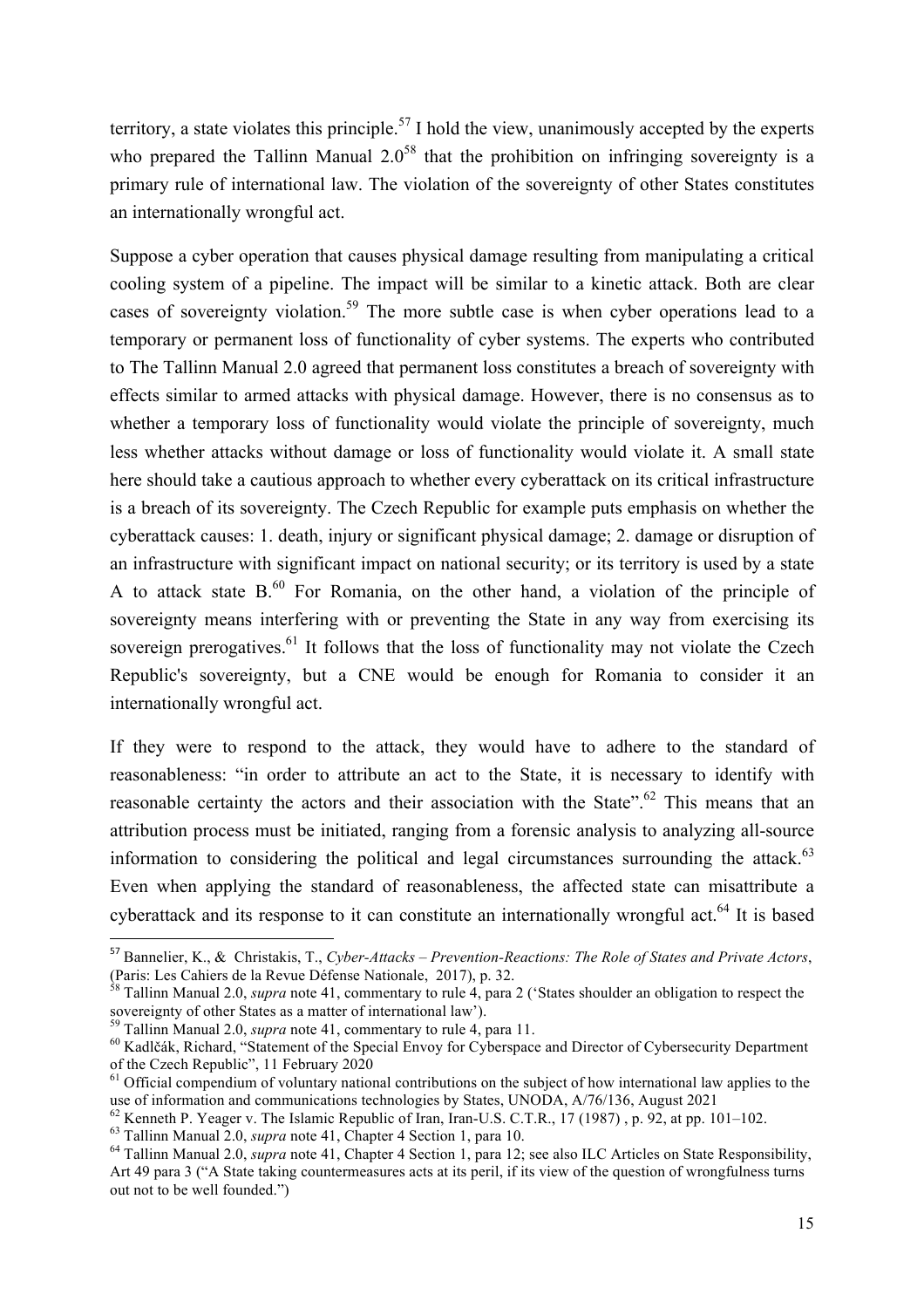territory, a state violates this principle.[57] I hold the view, unanimously accepted by the experts who prepared the Tallinn Manual 2.0[58] that the prohibition on infringing sovereignty is a primary rule of international law. The violation of the sovereignty of other States constitutes an internationally wrongful act.

Suppose a cyber operation that causes physical damage resulting from manipulating a critical cooling system of a pipeline. The impact will be similar to a kinetic attack. Both are clear cases of sovereignty violation.[59] The more subtle case is when cyber operations lead to a temporary or permanent loss of functionality of cyber systems. The experts who contributed to The Tallinn Manual 2.0 agreed that permanent loss constitutes a breach of sovereignty with effects similar to armed attacks with physical damage. However, there is no consensus as to whether a temporary loss of functionality would violate the principle of sovereignty, much less whether attacks without damage or loss of functionality would violate it. A small state here should take a cautious approach to whether every cyberattack on its critical infrastructure is a breach of its sovereignty. The Czech Republic for example puts emphasis on whether the cyberattack causes: 1. death, injury or significant physical damage; 2. damage or disruption of an infrastructure with significant impact on national security; or its territory is used by a state A to attack state B.[60] For Romania, on the other hand, a violation of the principle of sovereignty means interfering with or preventing the State in any way from exercising its sovereign prerogatives.[61] It follows that the loss of functionality may not violate the Czech Republic's sovereignty, but a CNE would be enough for Romania to consider it an internationally wrongful act.

If they were to respond to the attack, they would have to adhere to the standard of reasonableness: "in order to attribute an act to the State, it is necessary to identify with reasonable certainty the actors and their association with the State".[62] This means that an attribution process must be initiated, ranging from a forensic analysis to analyzing all-source information to considering the political and legal circumstances surrounding the attack.[63] Even when applying the standard of reasonableness, the affected state can misattribute a cyberattack and its response to it can constitute an internationally wrongful act.[64] It is based

---

[57] Bannelier, K., & Christakis, T., *Cyber-Attacks – Prevention-Reactions: The Role of States and Private Actors*, (Paris: Les Cahiers de la Revue Défense Nationale, 2017), p. 32.

[58] Tallinn Manual 2.0, *supra* note 41, commentary to rule 4, para 2 ('States shoulder an obligation to respect the sovereignty of other States as a matter of international law').

[59] Tallinn Manual 2.0, *supra* note 41, commentary to rule 4, para 11.

[60] Kadlčák, Richard, "Statement of the Special Envoy for Cyberspace and Director of Cybersecurity Department of the Czech Republic", 11 February 2020

[61] Official compendium of voluntary national contributions on the subject of how international law applies to the use of information and communications technologies by States, UNODA, A/76/136, August 2021

[62] Kenneth P. Yeager v. The Islamic Republic of Iran, Iran-U.S. C.T.R., 17 (1987) , p. 92, at pp. 101–102.

[63] Tallinn Manual 2.0, *supra* note 41, Chapter 4 Section 1, para 10.

[64] Tallinn Manual 2.0, *supra* note 41, Chapter 4 Section 1, para 12; see also ILC Articles on State Responsibility, Art 49 para 3 ("A State taking countermeasures acts at its peril, if its view of the question of wrongfulness turns out not to be well founded.")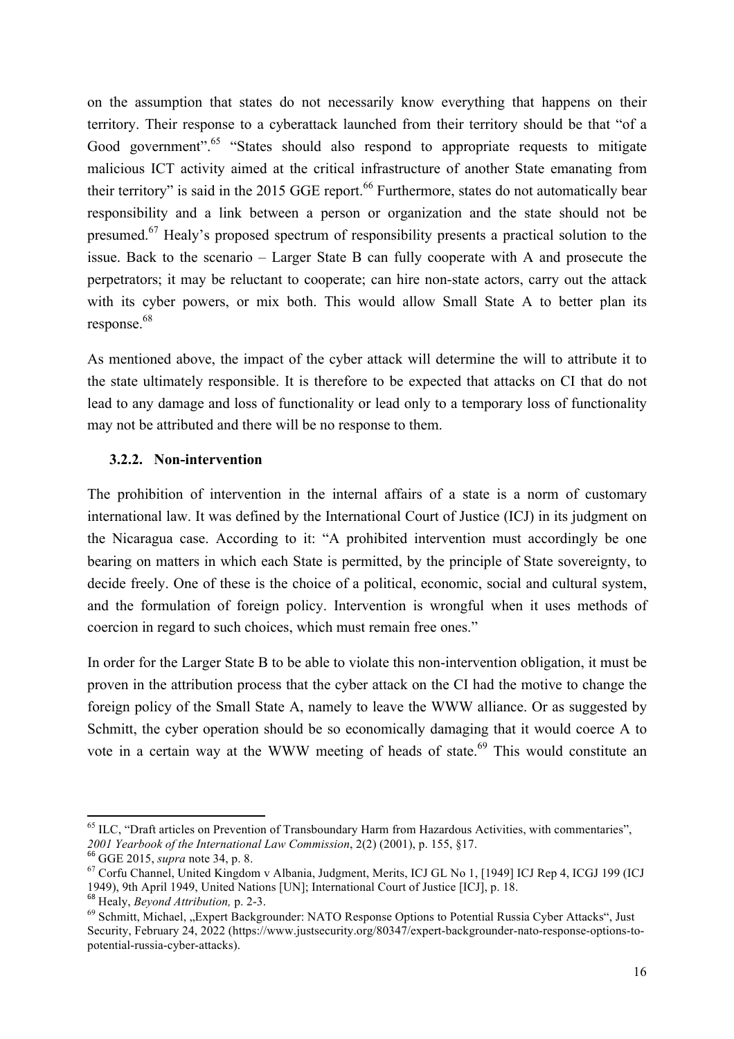on the assumption that states do not necessarily know everything that happens on their territory. Their response to a cyberattack launched from their territory should be that "of a Good government".[65] "States should also respond to appropriate requests to mitigate malicious ICT activity aimed at the critical infrastructure of another State emanating from their territory" is said in the 2015 GGE report.[66] Furthermore, states do not automatically bear responsibility and a link between a person or organization and the state should not be presumed.[67] Healy's proposed spectrum of responsibility presents a practical solution to the issue. Back to the scenario – Larger State B can fully cooperate with A and prosecute the perpetrators; it may be reluctant to cooperate; can hire non-state actors, carry out the attack with its cyber powers, or mix both. This would allow Small State A to better plan its response.[68]

As mentioned above, the impact of the cyber attack will determine the will to attribute it to the state ultimately responsible. It is therefore to be expected that attacks on CI that do not lead to any damage and loss of functionality or lead only to a temporary loss of functionality may not be attributed and there will be no response to them.

### 3.2.2. Non-intervention

The prohibition of intervention in the internal affairs of a state is a norm of customary international law. It was defined by the International Court of Justice (ICJ) in its judgment on the Nicaragua case. According to it: "A prohibited intervention must accordingly be one bearing on matters in which each State is permitted, by the principle of State sovereignty, to decide freely. One of these is the choice of a political, economic, social and cultural system, and the formulation of foreign policy. Intervention is wrongful when it uses methods of coercion in regard to such choices, which must remain free ones."

In order for the Larger State B to be able to violate this non-intervention obligation, it must be proven in the attribution process that the cyber attack on the CI had the motive to change the foreign policy of the Small State A, namely to leave the WWW alliance. Or as suggested by Schmitt, the cyber operation should be so economically damaging that it would coerce A to vote in a certain way at the WWW meeting of heads of state.[69] This would constitute an

---

[65] ILC, "Draft articles on Prevention of Transboundary Harm from Hazardous Activities, with commentaries", *2001 Yearbook of the International Law Commission*, 2(2) (2001), p. 155, §17.

[66] GGE 2015, *supra* note 34, p. 8.

[67] Corfu Channel, United Kingdom v Albania, Judgment, Merits, ICJ GL No 1, [1949] ICJ Rep 4, ICGJ 199 (ICJ 1949), 9th April 1949, United Nations [UN]; International Court of Justice [ICJ], p. 18.

[68] Healy, *Beyond Attribution,* p. 2-3.

[69] Schmitt, Michael, „Expert Backgrounder: NATO Response Options to Potential Russia Cyber Attacks", Just Security, February 24, 2022 (https://www.justsecurity.org/80347/expert-backgrounder-nato-response-options-to-potential-russia-cyber-attacks).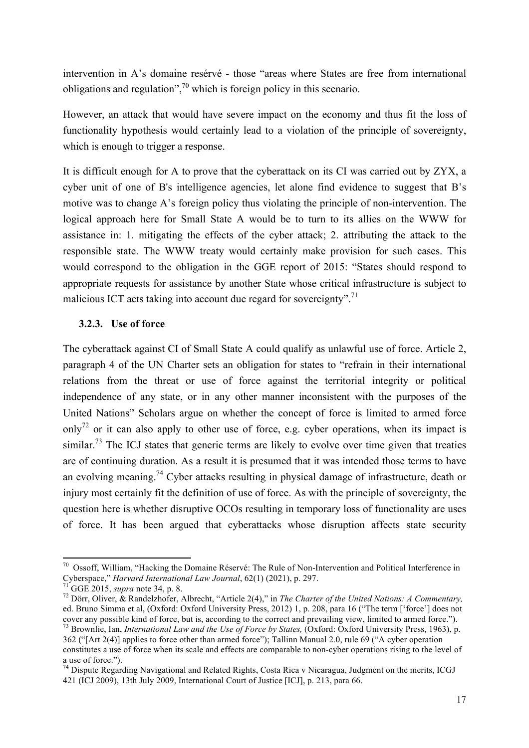intervention in A's domaine resérvé - those "areas where States are free from international obligations and regulation",[70] which is foreign policy in this scenario.

However, an attack that would have severe impact on the economy and thus fit the loss of functionality hypothesis would certainly lead to a violation of the principle of sovereignty, which is enough to trigger a response.

It is difficult enough for A to prove that the cyberattack on its CI was carried out by ZYX, a cyber unit of one of B's intelligence agencies, let alone find evidence to suggest that B's motive was to change A's foreign policy thus violating the principle of non-intervention. The logical approach here for Small State A would be to turn to its allies on the WWW for assistance in: 1. mitigating the effects of the cyber attack; 2. attributing the attack to the responsible state. The WWW treaty would certainly make provision for such cases. This would correspond to the obligation in the GGE report of 2015: "States should respond to appropriate requests for assistance by another State whose critical infrastructure is subject to malicious ICT acts taking into account due regard for sovereignty".[71]

### 3.2.3. Use of force

The cyberattack against CI of Small State A could qualify as unlawful use of force. Article 2, paragraph 4 of the UN Charter sets an obligation for states to "refrain in their international relations from the threat or use of force against the territorial integrity or political independence of any state, or in any other manner inconsistent with the purposes of the United Nations" Scholars argue on whether the concept of force is limited to armed force only[72] or it can also apply to other use of force, e.g. cyber operations, when its impact is similar.[73] The ICJ states that generic terms are likely to evolve over time given that treaties are of continuing duration. As a result it is presumed that it was intended those terms to have an evolving meaning.[74] Cyber attacks resulting in physical damage of infrastructure, death or injury most certainly fit the definition of use of force. As with the principle of sovereignty, the question here is whether disruptive OCOs resulting in temporary loss of functionality are uses of force. It has been argued that cyberattacks whose disruption affects state security

---

[70] Ossoff, William, "Hacking the Domaine Réservé: The Rule of Non-Intervention and Political Interference in Cyberspace," *Harvard International Law Journal*, 62(1) (2021), p. 297.

[71] GGE 2015, *supra* note 34, p. 8.

[72] Dörr, Oliver, & Randelzhofer, Albrecht, "Article 2(4)," in *The Charter of the United Nations: A Commentary,* ed. Bruno Simma et al, (Oxford: Oxford University Press, 2012) 1, p. 208, para 16 ("The term ['force'] does not cover any possible kind of force, but is, according to the correct and prevailing view, limited to armed force.").

[73] Brownlie, Ian, *International Law and the Use of Force by States,* (Oxford: Oxford University Press, 1963), p. 362 ("[Art 2(4)] applies to force other than armed force"); Tallinn Manual 2.0, rule 69 ("A cyber operation constitutes a use of force when its scale and effects are comparable to non-cyber operations rising to the level of a use of force.").

[74] Dispute Regarding Navigational and Related Rights, Costa Rica v Nicaragua, Judgment on the merits, ICGJ 421 (ICJ 2009), 13th July 2009, International Court of Justice [ICJ], p. 213, para 66.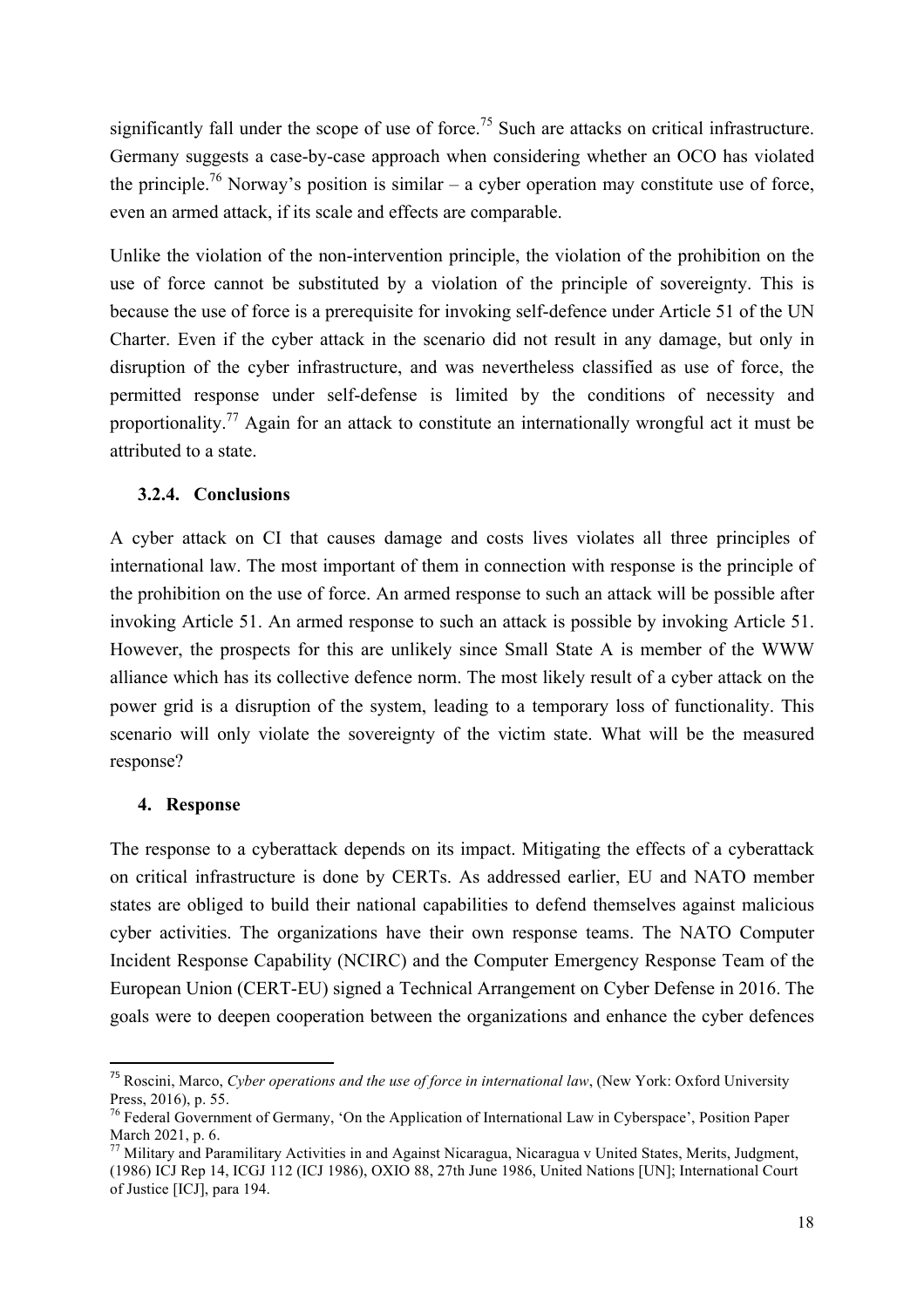significantly fall under the scope of use of force.[75] Such are attacks on critical infrastructure. Germany suggests a case-by-case approach when considering whether an OCO has violated the principle.[76] Norway's position is similar – a cyber operation may constitute use of force, even an armed attack, if its scale and effects are comparable.

Unlike the violation of the non-intervention principle, the violation of the prohibition on the use of force cannot be substituted by a violation of the principle of sovereignty. This is because the use of force is a prerequisite for invoking self-defence under Article 51 of the UN Charter. Even if the cyber attack in the scenario did not result in any damage, but only in disruption of the cyber infrastructure, and was nevertheless classified as use of force, the permitted response under self-defense is limited by the conditions of necessity and proportionality.[77] Again for an attack to constitute an internationally wrongful act it must be attributed to a state.

### 3.2.4. Conclusions

A cyber attack on CI that causes damage and costs lives violates all three principles of international law. The most important of them in connection with response is the principle of the prohibition on the use of force. An armed response to such an attack will be possible after invoking Article 51. An armed response to such an attack is possible by invoking Article 51. However, the prospects for this are unlikely since Small State A is member of the WWW alliance which has its collective defence norm. The most likely result of a cyber attack on the power grid is a disruption of the system, leading to a temporary loss of functionality. This scenario will only violate the sovereignty of the victim state. What will be the measured response?

## 4. Response

The response to a cyberattack depends on its impact. Mitigating the effects of a cyberattack on critical infrastructure is done by CERTs. As addressed earlier, EU and NATO member states are obliged to build their national capabilities to defend themselves against malicious cyber activities. The organizations have their own response teams. The NATO Computer Incident Response Capability (NCIRC) and the Computer Emergency Response Team of the European Union (CERT-EU) signed a Technical Arrangement on Cyber Defense in 2016. The goals were to deepen cooperation between the organizations and enhance the cyber defences

---

[75] Roscini, Marco, *Cyber operations and the use of force in international law*, (New York: Oxford University Press, 2016), p. 55.

[76] Federal Government of Germany, 'On the Application of International Law in Cyberspace', Position Paper March 2021, p. 6.

[77] Military and Paramilitary Activities in and Against Nicaragua, Nicaragua v United States, Merits, Judgment, (1986) ICJ Rep 14, ICGJ 112 (ICJ 1986), OXIO 88, 27th June 1986, United Nations [UN]; International Court of Justice [ICJ], para 194.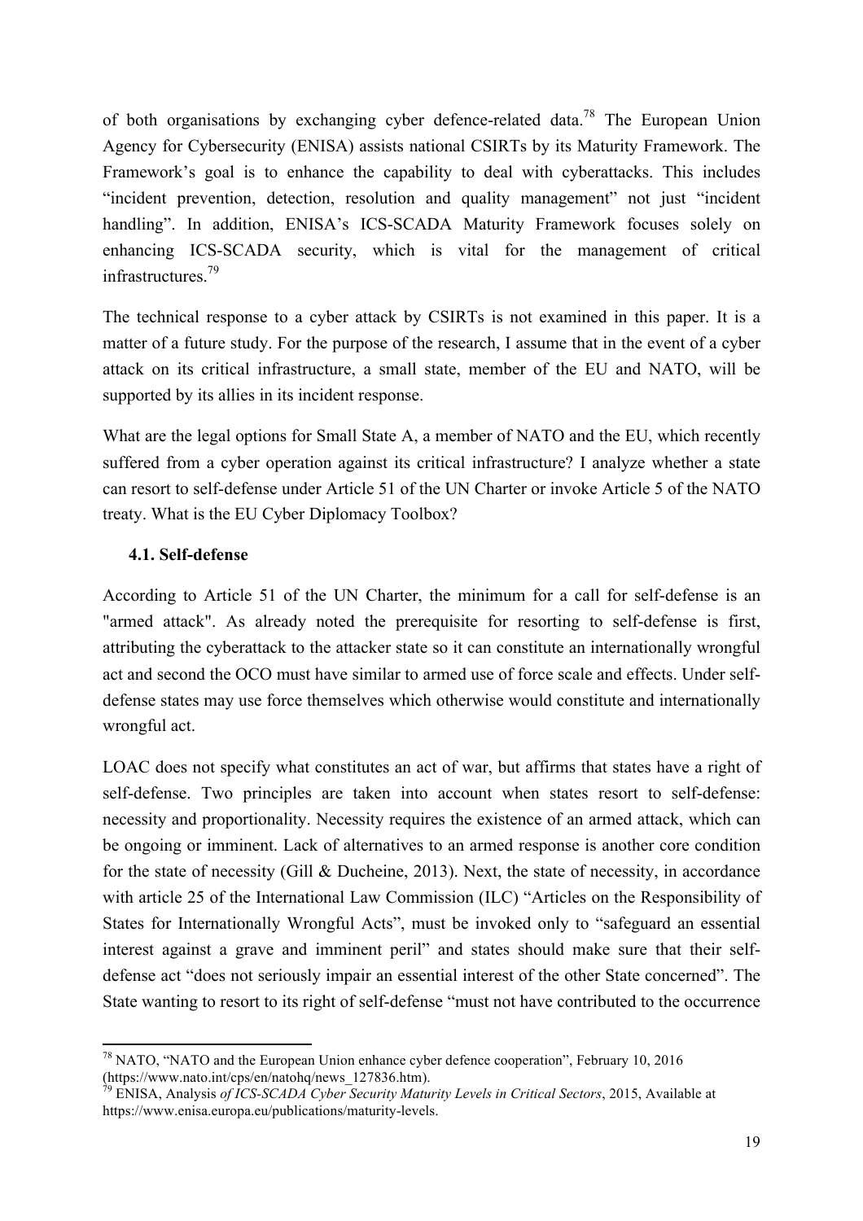of both organisations by exchanging cyber defence-related data.[78] The European Union Agency for Cybersecurity (ENISA) assists national CSIRTs by its Maturity Framework. The Framework's goal is to enhance the capability to deal with cyberattacks. This includes "incident prevention, detection, resolution and quality management" not just "incident handling". In addition, ENISA's ICS-SCADA Maturity Framework focuses solely on enhancing ICS-SCADA security, which is vital for the management of critical infrastructures.[79]

The technical response to a cyber attack by CSIRTs is not examined in this paper. It is a matter of a future study. For the purpose of the research, I assume that in the event of a cyber attack on its critical infrastructure, a small state, member of the EU and NATO, will be supported by its allies in its incident response.

What are the legal options for Small State A, a member of NATO and the EU, which recently suffered from a cyber operation against its critical infrastructure? I analyze whether a state can resort to self-defense under Article 51 of the UN Charter or invoke Article 5 of the NATO treaty. What is the EU Cyber Diplomacy Toolbox?

### 4.1. Self-defense

According to Article 51 of the UN Charter, the minimum for a call for self-defense is an "armed attack". As already noted the prerequisite for resorting to self-defense is first, attributing the cyberattack to the attacker state so it can constitute an internationally wrongful act and second the OCO must have similar to armed use of force scale and effects. Under self-defense states may use force themselves which otherwise would constitute and internationally wrongful act.

LOAC does not specify what constitutes an act of war, but affirms that states have a right of self-defense. Two principles are taken into account when states resort to self-defense: necessity and proportionality. Necessity requires the existence of an armed attack, which can be ongoing or imminent. Lack of alternatives to an armed response is another core condition for the state of necessity (Gill & Ducheine, 2013). Next, the state of necessity, in accordance with article 25 of the International Law Commission (ILC) "Articles on the Responsibility of States for Internationally Wrongful Acts", must be invoked only to "safeguard an essential interest against a grave and imminent peril" and states should make sure that their self-defense act "does not seriously impair an essential interest of the other State concerned". The State wanting to resort to its right of self-defense "must not have contributed to the occurrence

---

[78] NATO, "NATO and the European Union enhance cyber defence cooperation", February 10, 2016 (https://www.nato.int/cps/en/natohq/news_127836.htm).

[79] ENISA, Analysis *of ICS-SCADA Cyber Security Maturity Levels in Critical Sectors*, 2015, Available at https://www.enisa.europa.eu/publications/maturity-levels.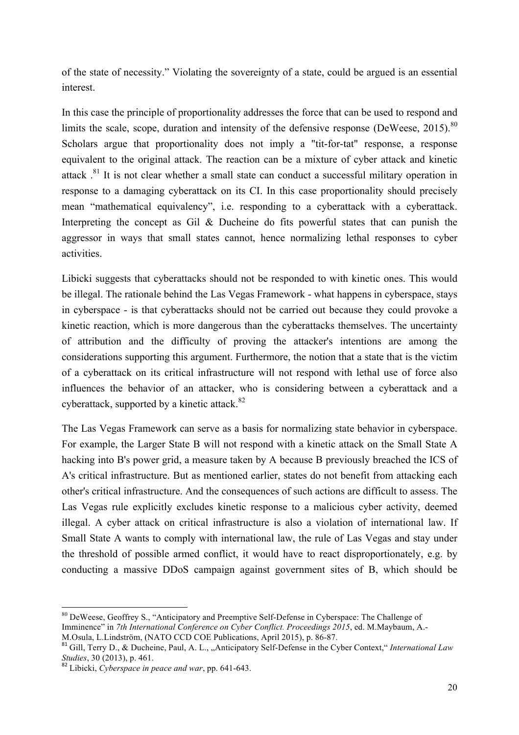of the state of necessity." Violating the sovereignty of a state, could be argued is an essential interest.

In this case the principle of proportionality addresses the force that can be used to respond and limits the scale, scope, duration and intensity of the defensive response (DeWeese, 2015).[80] Scholars argue that proportionality does not imply a "tit-for-tat" response, a response equivalent to the original attack. The reaction can be a mixture of cyber attack and kinetic attack .[81] It is not clear whether a small state can conduct a successful military operation in response to a damaging cyberattack on its CI. In this case proportionality should precisely mean "mathematical equivalency", i.e. responding to a cyberattack with a cyberattack. Interpreting the concept as Gil & Ducheine do fits powerful states that can punish the aggressor in ways that small states cannot, hence normalizing lethal responses to cyber activities.

Libicki suggests that cyberattacks should not be responded to with kinetic ones. This would be illegal. The rationale behind the Las Vegas Framework - what happens in cyberspace, stays in cyberspace - is that cyberattacks should not be carried out because they could provoke a kinetic reaction, which is more dangerous than the cyberattacks themselves. The uncertainty of attribution and the difficulty of proving the attacker's intentions are among the considerations supporting this argument. Furthermore, the notion that a state that is the victim of a cyberattack on its critical infrastructure will not respond with lethal use of force also influences the behavior of an attacker, who is considering between a cyberattack and a cyberattack, supported by a kinetic attack.[82]

The Las Vegas Framework can serve as a basis for normalizing state behavior in cyberspace. For example, the Larger State B will not respond with a kinetic attack on the Small State A hacking into B's power grid, a measure taken by A because B previously breached the ICS of A's critical infrastructure. But as mentioned earlier, states do not benefit from attacking each other's critical infrastructure. And the consequences of such actions are difficult to assess. The Las Vegas rule explicitly excludes kinetic response to a malicious cyber activity, deemed illegal. A cyber attack on critical infrastructure is also a violation of international law. If Small State A wants to comply with international law, the rule of Las Vegas and stay under the threshold of possible armed conflict, it would have to react disproportionately, e.g. by conducting a massive DDoS campaign against government sites of B, which should be

---

[80] DeWeese, Geoffrey S., "Anticipatory and Preemptive Self-Defense in Cyberspace: The Challenge of Imminence" in *7th International Conference on Cyber Conflict. Proceedings 2015*, ed. M.Maybaum, A.-M.Osula, L.Lindström, (NATO CCD COE Publications, April 2015), p. 86-87.

[81] Gill, Terry D., & Ducheine, Paul, A. L., „Anticipatory Self-Defense in the Cyber Context," *International Law Studies*, 30 (2013), p. 461.

[82] Libicki, *Cyberspace in peace and war*, pp. 641-643.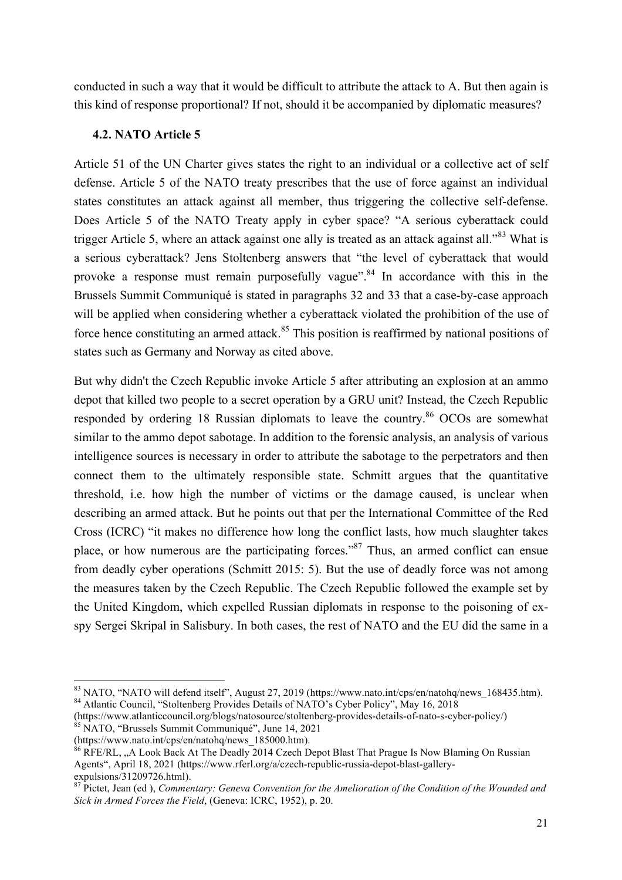conducted in such a way that it would be difficult to attribute the attack to A. But then again is this kind of response proportional? If not, should it be accompanied by diplomatic measures?

### 4.2. NATO Article 5

Article 51 of the UN Charter gives states the right to an individual or a collective act of self defense. Article 5 of the NATO treaty prescribes that the use of force against an individual states constitutes an attack against all member, thus triggering the collective self-defense. Does Article 5 of the NATO Treaty apply in cyber space? "A serious cyberattack could trigger Article 5, where an attack against one ally is treated as an attack against all."[83] What is a serious cyberattack? Jens Stoltenberg answers that "the level of cyberattack that would provoke a response must remain purposefully vague".[84] In accordance with this in the Brussels Summit Communiqué is stated in paragraphs 32 and 33 that a case-by-case approach will be applied when considering whether a cyberattack violated the prohibition of the use of force hence constituting an armed attack.[85] This position is reaffirmed by national positions of states such as Germany and Norway as cited above.

But why didn't the Czech Republic invoke Article 5 after attributing an explosion at an ammo depot that killed two people to a secret operation by a GRU unit? Instead, the Czech Republic responded by ordering 18 Russian diplomats to leave the country.[86] OCOs are somewhat similar to the ammo depot sabotage. In addition to the forensic analysis, an analysis of various intelligence sources is necessary in order to attribute the sabotage to the perpetrators and then connect them to the ultimately responsible state. Schmitt argues that the quantitative threshold, i.e. how high the number of victims or the damage caused, is unclear when describing an armed attack. But he points out that per the International Committee of the Red Cross (ICRC) "it makes no difference how long the conflict lasts, how much slaughter takes place, or how numerous are the participating forces."[87] Thus, an armed conflict can ensue from deadly cyber operations (Schmitt 2015: 5). But the use of deadly force was not among the measures taken by the Czech Republic. The Czech Republic followed the example set by the United Kingdom, which expelled Russian diplomats in response to the poisoning of ex-spy Sergei Skripal in Salisbury. In both cases, the rest of NATO and the EU did the same in a

---

[83] NATO, "NATO will defend itself", August 27, 2019 (https://www.nato.int/cps/en/natohq/news_168435.htm).

[84] Atlantic Council, "Stoltenberg Provides Details of NATO's Cyber Policy", May 16, 2018 (https://www.atlanticcouncil.org/blogs/natosource/stoltenberg-provides-details-of-nato-s-cyber-policy/)

[85] NATO, "Brussels Summit Communiqué", June 14, 2021 (https://www.nato.int/cps/en/natohq/news_185000.htm).

[86] RFE/RL, „A Look Back At The Deadly 2014 Czech Depot Blast That Prague Is Now Blaming On Russian Agents", April 18, 2021 (https://www.rferl.org/a/czech-republic-russia-depot-blast-gallery-expulsions/31209726.html).

[87] Pictet, Jean (ed ), *Commentary: Geneva Convention for the Amelioration of the Condition of the Wounded and Sick in Armed Forces the Field*, (Geneva: ICRC, 1952), p. 20.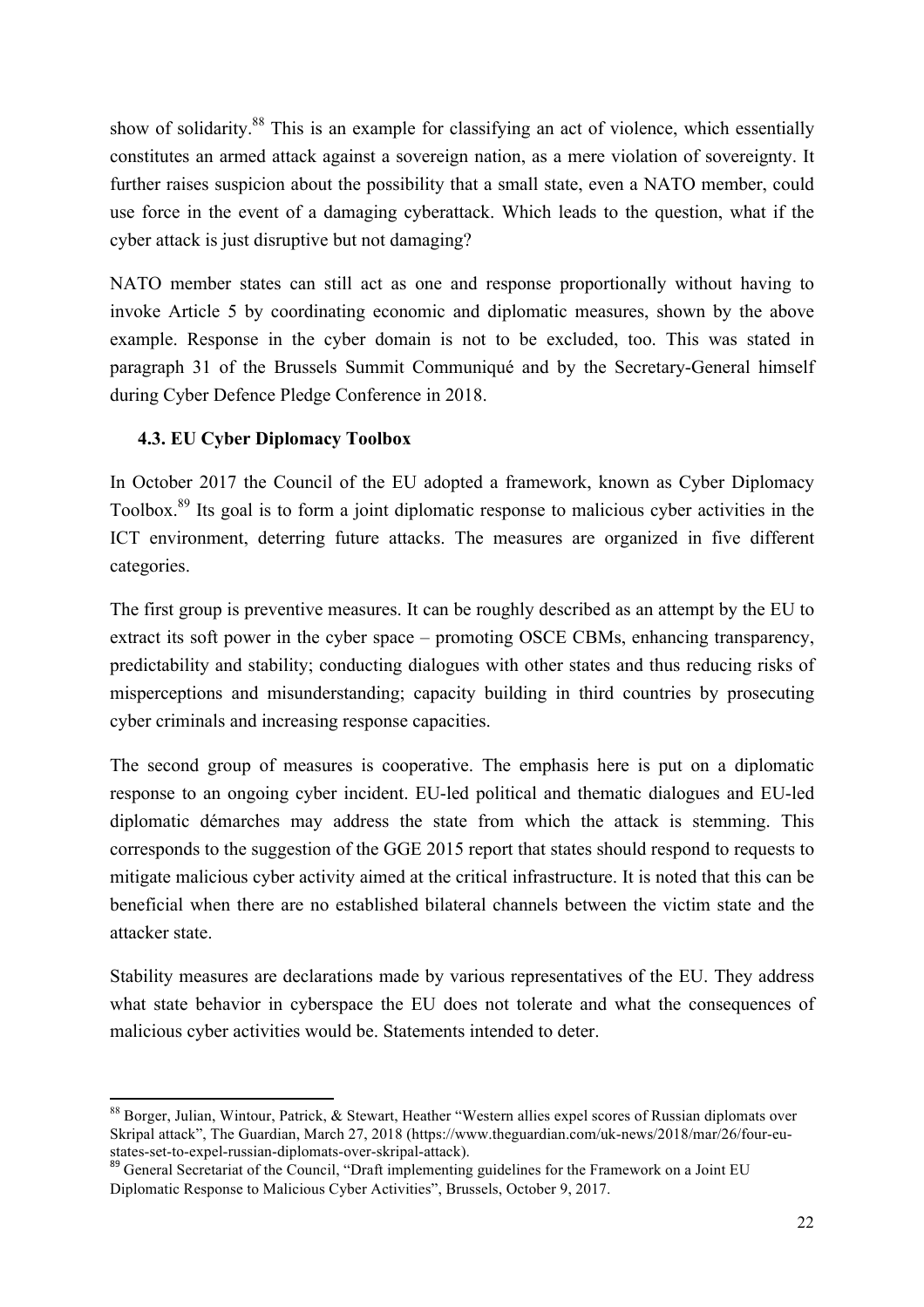show of solidarity.[88] This is an example for classifying an act of violence, which essentially constitutes an armed attack against a sovereign nation, as a mere violation of sovereignty. It further raises suspicion about the possibility that a small state, even a NATO member, could use force in the event of a damaging cyberattack. Which leads to the question, what if the cyber attack is just disruptive but not damaging?

NATO member states can still act as one and response proportionally without having to invoke Article 5 by coordinating economic and diplomatic measures, shown by the above example. Response in the cyber domain is not to be excluded, too. This was stated in paragraph 31 of the Brussels Summit Communiqué and by the Secretary-General himself during Cyber Defence Pledge Conference in 2018.

### 4.3. EU Cyber Diplomacy Toolbox

In October 2017 the Council of the EU adopted a framework, known as Cyber Diplomacy Toolbox.[89] Its goal is to form a joint diplomatic response to malicious cyber activities in the ICT environment, deterring future attacks. The measures are organized in five different categories.

The first group is preventive measures. It can be roughly described as an attempt by the EU to extract its soft power in the cyber space – promoting OSCE CBMs, enhancing transparency, predictability and stability; conducting dialogues with other states and thus reducing risks of misperceptions and misunderstanding; capacity building in third countries by prosecuting cyber criminals and increasing response capacities.

The second group of measures is cooperative. The emphasis here is put on a diplomatic response to an ongoing cyber incident. EU-led political and thematic dialogues and EU-led diplomatic démarches may address the state from which the attack is stemming. This corresponds to the suggestion of the GGE 2015 report that states should respond to requests to mitigate malicious cyber activity aimed at the critical infrastructure. It is noted that this can be beneficial when there are no established bilateral channels between the victim state and the attacker state.

Stability measures are declarations made by various representatives of the EU. They address what state behavior in cyberspace the EU does not tolerate and what the consequences of malicious cyber activities would be. Statements intended to deter.

---

[88] Borger, Julian, Wintour, Patrick, & Stewart, Heather "Western allies expel scores of Russian diplomats over Skripal attack", The Guardian, March 27, 2018 (https://www.theguardian.com/uk-news/2018/mar/26/four-eu-states-set-to-expel-russian-diplomats-over-skripal-attack).

[89] General Secretariat of the Council, "Draft implementing guidelines for the Framework on a Joint EU Diplomatic Response to Malicious Cyber Activities", Brussels, October 9, 2017.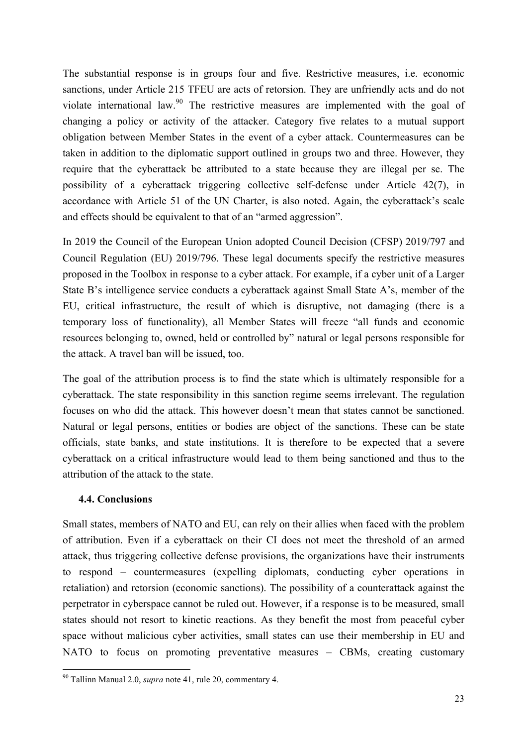The substantial response is in groups four and five. Restrictive measures, i.e. economic sanctions, under Article 215 TFEU are acts of retorsion. They are unfriendly acts and do not violate international law.[90] The restrictive measures are implemented with the goal of changing a policy or activity of the attacker. Category five relates to a mutual support obligation between Member States in the event of a cyber attack. Countermeasures can be taken in addition to the diplomatic support outlined in groups two and three. However, they require that the cyberattack be attributed to a state because they are illegal per se. The possibility of a cyberattack triggering collective self-defense under Article 42(7), in accordance with Article 51 of the UN Charter, is also noted. Again, the cyberattack's scale and effects should be equivalent to that of an "armed aggression".

In 2019 the Council of the European Union adopted Council Decision (CFSP) 2019/797 and Council Regulation (EU) 2019/796. These legal documents specify the restrictive measures proposed in the Toolbox in response to a cyber attack. For example, if a cyber unit of a Larger State B's intelligence service conducts a cyberattack against Small State A's, member of the EU, critical infrastructure, the result of which is disruptive, not damaging (there is a temporary loss of functionality), all Member States will freeze "all funds and economic resources belonging to, owned, held or controlled by" natural or legal persons responsible for the attack. A travel ban will be issued, too.

The goal of the attribution process is to find the state which is ultimately responsible for a cyberattack. The state responsibility in this sanction regime seems irrelevant. The regulation focuses on who did the attack. This however doesn't mean that states cannot be sanctioned. Natural or legal persons, entities or bodies are object of the sanctions. These can be state officials, state banks, and state institutions. It is therefore to be expected that a severe cyberattack on a critical infrastructure would lead to them being sanctioned and thus to the attribution of the attack to the state.

### 4.4. Conclusions

Small states, members of NATO and EU, can rely on their allies when faced with the problem of attribution. Even if a cyberattack on their CI does not meet the threshold of an armed attack, thus triggering collective defense provisions, the organizations have their instruments to respond – countermeasures (expelling diplomats, conducting cyber operations in retaliation) and retorsion (economic sanctions). The possibility of a counterattack against the perpetrator in cyberspace cannot be ruled out. However, if a response is to be measured, small states should not resort to kinetic reactions. As they benefit the most from peaceful cyber space without malicious cyber activities, small states can use their membership in EU and NATO to focus on promoting preventative measures – CBMs, creating customary

[90] Tallinn Manual 2.0, *supra* note 41, rule 20, commentary 4.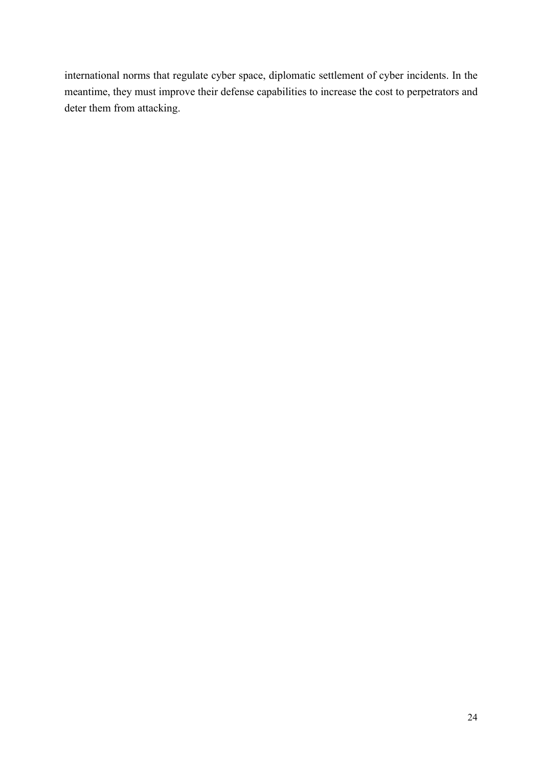international norms that regulate cyber space, diplomatic settlement of cyber incidents. In the meantime, they must improve their defense capabilities to increase the cost to perpetrators and deter them from attacking.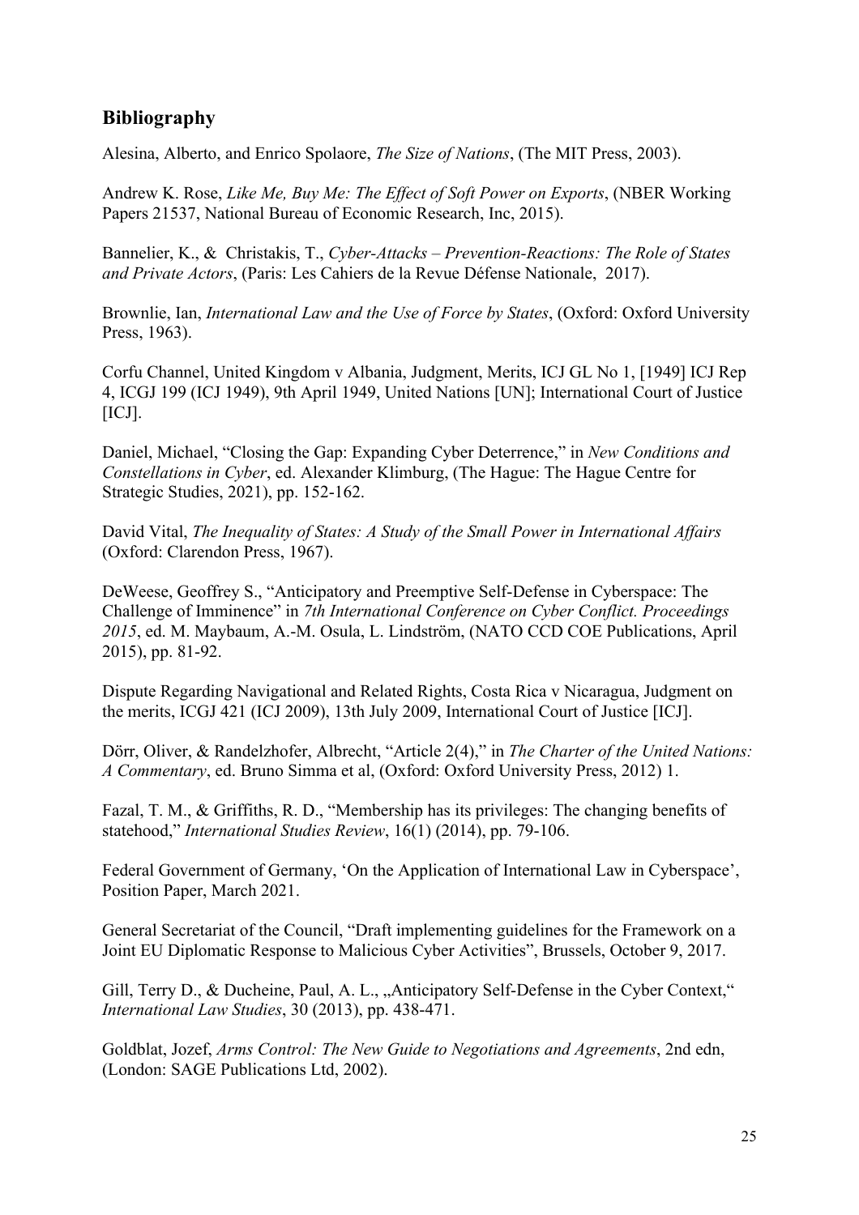## Bibliography

Alesina, Alberto, and Enrico Spolaore, *The Size of Nations*, (The MIT Press, 2003).

Andrew K. Rose, *Like Me, Buy Me: The Effect of Soft Power on Exports*, (NBER Working Papers 21537, National Bureau of Economic Research, Inc, 2015).

Bannelier, K., & Christakis, T., *Cyber-Attacks – Prevention-Reactions: The Role of States and Private Actors*, (Paris: Les Cahiers de la Revue Défense Nationale, 2017).

Brownlie, Ian, *International Law and the Use of Force by States*, (Oxford: Oxford University Press, 1963).

Corfu Channel, United Kingdom v Albania, Judgment, Merits, ICJ GL No 1, [1949] ICJ Rep 4, ICGJ 199 (ICJ 1949), 9th April 1949, United Nations [UN]; International Court of Justice [ICJ].

Daniel, Michael, "Closing the Gap: Expanding Cyber Deterrence," in *New Conditions and Constellations in Cyber*, ed. Alexander Klimburg, (The Hague: The Hague Centre for Strategic Studies, 2021), pp. 152-162.

David Vital, *The Inequality of States: A Study of the Small Power in International Affairs* (Oxford: Clarendon Press, 1967).

DeWeese, Geoffrey S., "Anticipatory and Preemptive Self-Defense in Cyberspace: The Challenge of Imminence" in *7th International Conference on Cyber Conflict. Proceedings 2015*, ed. M. Maybaum, A.-M. Osula, L. Lindström, (NATO CCD COE Publications, April 2015), pp. 81-92.

Dispute Regarding Navigational and Related Rights, Costa Rica v Nicaragua, Judgment on the merits, ICGJ 421 (ICJ 2009), 13th July 2009, International Court of Justice [ICJ].

Dörr, Oliver, & Randelzhofer, Albrecht, "Article 2(4)," in *The Charter of the United Nations: A Commentary*, ed. Bruno Simma et al, (Oxford: Oxford University Press, 2012) 1.

Fazal, T. M., & Griffiths, R. D., "Membership has its privileges: The changing benefits of statehood," *International Studies Review*, 16(1) (2014), pp. 79-106.

Federal Government of Germany, 'On the Application of International Law in Cyberspace', Position Paper, March 2021.

General Secretariat of the Council, "Draft implementing guidelines for the Framework on a Joint EU Diplomatic Response to Malicious Cyber Activities", Brussels, October 9, 2017.

Gill, Terry D., & Ducheine, Paul, A. L., „Anticipatory Self-Defense in the Cyber Context," *International Law Studies*, 30 (2013), pp. 438-471.

Goldblat, Jozef, *Arms Control: The New Guide to Negotiations and Agreements*, 2nd edn, (London: SAGE Publications Ltd, 2002).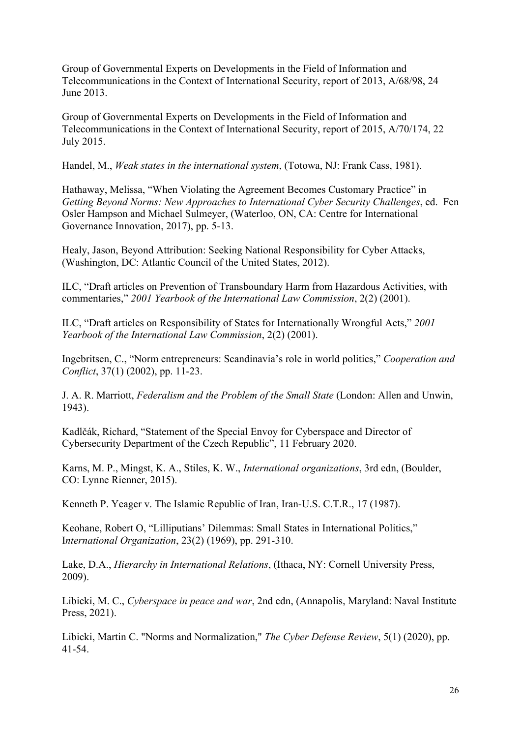Group of Governmental Experts on Developments in the Field of Information and Telecommunications in the Context of International Security, report of 2013, A/68/98, 24 June 2013.

Group of Governmental Experts on Developments in the Field of Information and Telecommunications in the Context of International Security, report of 2015, A/70/174, 22 July 2015.

Handel, M., *Weak states in the international system*, (Totowa, NJ: Frank Cass, 1981).

Hathaway, Melissa, "When Violating the Agreement Becomes Customary Practice" in *Getting Beyond Norms: New Approaches to International Cyber Security Challenges*, ed. Fen Osler Hampson and Michael Sulmeyer, (Waterloo, ON, CA: Centre for International Governance Innovation, 2017), pp. 5-13.

Healy, Jason, Beyond Attribution: Seeking National Responsibility for Cyber Attacks, (Washington, DC: Atlantic Council of the United States, 2012).

ILC, "Draft articles on Prevention of Transboundary Harm from Hazardous Activities, with commentaries," *2001 Yearbook of the International Law Commission*, 2(2) (2001).

ILC, "Draft articles on Responsibility of States for Internationally Wrongful Acts," *2001 Yearbook of the International Law Commission*, 2(2) (2001).

Ingebritsen, C., "Norm entrepreneurs: Scandinavia's role in world politics," *Cooperation and Conflict*, 37(1) (2002), pp. 11-23.

J. A. R. Marriott, *Federalism and the Problem of the Small State* (London: Allen and Unwin, 1943).

Kadlčák, Richard, "Statement of the Special Envoy for Cyberspace and Director of Cybersecurity Department of the Czech Republic", 11 February 2020.

Karns, M. P., Mingst, K. A., Stiles, K. W., *International organizations*, 3rd edn, (Boulder, CO: Lynne Rienner, 2015).

Kenneth P. Yeager v. The Islamic Republic of Iran, Iran-U.S. C.T.R., 17 (1987).

Keohane, Robert O, "Lilliputians' Dilemmas: Small States in International Politics," I*nternational Organization*, 23(2) (1969), pp. 291-310.

Lake, D.A., *Hierarchy in International Relations*, (Ithaca, NY: Cornell University Press, 2009).

Libicki, M. C., *Cyberspace in peace and war*, 2nd edn, (Annapolis, Maryland: Naval Institute Press, 2021).

Libicki, Martin C. "Norms and Normalization," *The Cyber Defense Review*, 5(1) (2020), pp. 41-54.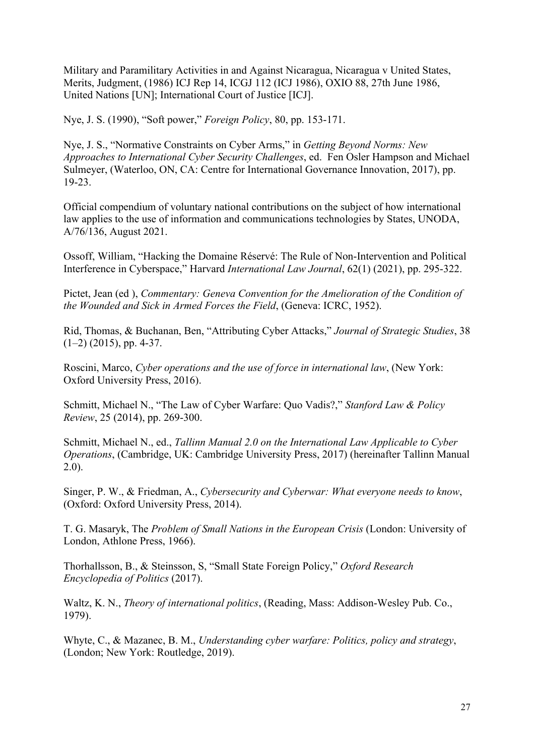Military and Paramilitary Activities in and Against Nicaragua, Nicaragua v United States, Merits, Judgment, (1986) ICJ Rep 14, ICGJ 112 (ICJ 1986), OXIO 88, 27th June 1986, United Nations [UN]; International Court of Justice [ICJ].

Nye, J. S. (1990), "Soft power," *Foreign Policy*, 80, pp. 153-171.

Nye, J. S., "Normative Constraints on Cyber Arms," in *Getting Beyond Norms: New Approaches to International Cyber Security Challenges*, ed. Fen Osler Hampson and Michael Sulmeyer, (Waterloo, ON, CA: Centre for International Governance Innovation, 2017), pp. 19-23.

Official compendium of voluntary national contributions on the subject of how international law applies to the use of information and communications technologies by States, UNODA, A/76/136, August 2021.

Ossoff, William, "Hacking the Domaine Réservé: The Rule of Non-Intervention and Political Interference in Cyberspace," Harvard *International Law Journal*, 62(1) (2021), pp. 295-322.

Pictet, Jean (ed ), *Commentary: Geneva Convention for the Amelioration of the Condition of the Wounded and Sick in Armed Forces the Field*, (Geneva: ICRC, 1952).

Rid, Thomas, & Buchanan, Ben, "Attributing Cyber Attacks," *Journal of Strategic Studies*, 38 (1–2) (2015), pp. 4-37.

Roscini, Marco, *Cyber operations and the use of force in international law*, (New York: Oxford University Press, 2016).

Schmitt, Michael N., "The Law of Cyber Warfare: Quo Vadis?," *Stanford Law & Policy Review*, 25 (2014), pp. 269-300.

Schmitt, Michael N., ed., *Tallinn Manual 2.0 on the International Law Applicable to Cyber Operations*, (Cambridge, UK: Cambridge University Press, 2017) (hereinafter Tallinn Manual 2.0).

Singer, P. W., & Friedman, A., *Cybersecurity and Cyberwar: What everyone needs to know*, (Oxford: Oxford University Press, 2014).

T. G. Masaryk, The *Problem of Small Nations in the European Crisis* (London: University of London, Athlone Press, 1966).

Thorhallsson, B., & Steinsson, S, "Small State Foreign Policy," *Oxford Research Encyclopedia of Politics* (2017).

Waltz, K. N., *Theory of international politics*, (Reading, Mass: Addison-Wesley Pub. Co., 1979).

Whyte, C., & Mazanec, B. M., *Understanding cyber warfare: Politics, policy and strategy*, (London; New York: Routledge, 2019).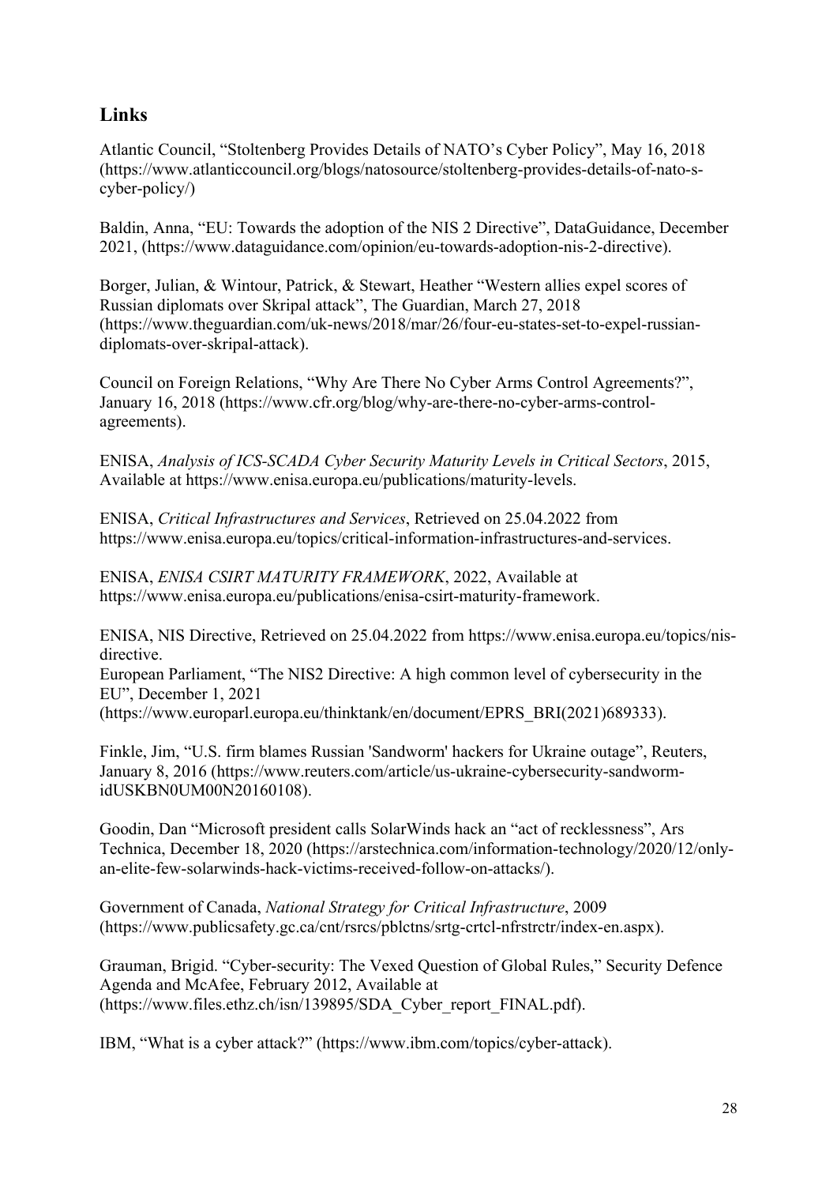## Links

Atlantic Council, "Stoltenberg Provides Details of NATO's Cyber Policy", May 16, 2018 (https://www.atlanticcouncil.org/blogs/natosource/stoltenberg-provides-details-of-nato-s-cyber-policy/)

Baldin, Anna, "EU: Towards the adoption of the NIS 2 Directive", DataGuidance, December 2021, (https://www.dataguidance.com/opinion/eu-towards-adoption-nis-2-directive).

Borger, Julian, & Wintour, Patrick, & Stewart, Heather "Western allies expel scores of Russian diplomats over Skripal attack", The Guardian, March 27, 2018 (https://www.theguardian.com/uk-news/2018/mar/26/four-eu-states-set-to-expel-russian-diplomats-over-skripal-attack).

Council on Foreign Relations, "Why Are There No Cyber Arms Control Agreements?", January 16, 2018 (https://www.cfr.org/blog/why-are-there-no-cyber-arms-control-agreements).

ENISA, *Analysis of ICS-SCADA Cyber Security Maturity Levels in Critical Sectors*, 2015, Available at https://www.enisa.europa.eu/publications/maturity-levels.

ENISA, *Critical Infrastructures and Services*, Retrieved on 25.04.2022 from https://www.enisa.europa.eu/topics/critical-information-infrastructures-and-services.

ENISA, *ENISA CSIRT MATURITY FRAMEWORK*, 2022, Available at https://www.enisa.europa.eu/publications/enisa-csirt-maturity-framework.

ENISA, NIS Directive, Retrieved on 25.04.2022 from https://www.enisa.europa.eu/topics/nis-directive.
European Parliament, "The NIS2 Directive: A high common level of cybersecurity in the EU", December 1, 2021 (https://www.europarl.europa.eu/thinktank/en/document/EPRS_BRI(2021)689333).

Finkle, Jim, "U.S. firm blames Russian 'Sandworm' hackers for Ukraine outage", Reuters, January 8, 2016 (https://www.reuters.com/article/us-ukraine-cybersecurity-sandworm-idUSKBN0UM00N20160108).

Goodin, Dan "Microsoft president calls SolarWinds hack an "act of recklessness", Ars Technica, December 18, 2020 (https://arstechnica.com/information-technology/2020/12/only-an-elite-few-solarwinds-hack-victims-received-follow-on-attacks/).

Government of Canada, *National Strategy for Critical Infrastructure*, 2009 (https://www.publicsafety.gc.ca/cnt/rsrcs/pblctns/srtg-crtcl-nfrstrctr/index-en.aspx).

Grauman, Brigid. "Cyber-security: The Vexed Question of Global Rules," Security Defence Agenda and McAfee, February 2012, Available at (https://www.files.ethz.ch/isn/139895/SDA_Cyber_report_FINAL.pdf).

IBM, "What is a cyber attack?" (https://www.ibm.com/topics/cyber-attack).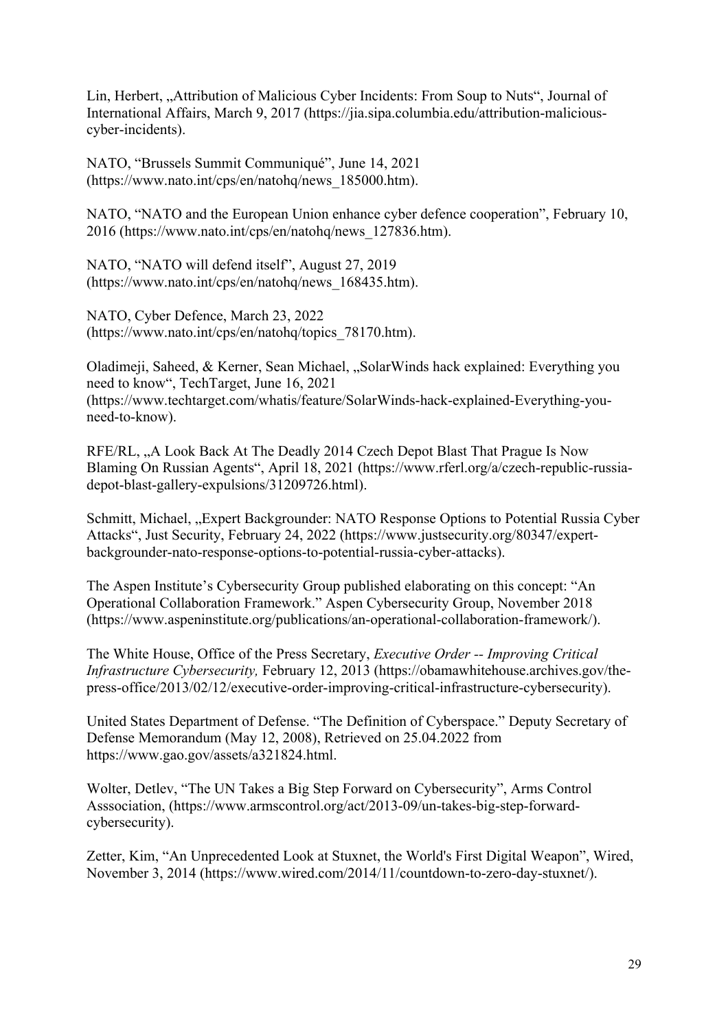Lin, Herbert, „Attribution of Malicious Cyber Incidents: From Soup to Nuts", Journal of International Affairs, March 9, 2017 (https://jia.sipa.columbia.edu/attribution-malicious-cyber-incidents).

NATO, "Brussels Summit Communiqué", June 14, 2021 (https://www.nato.int/cps/en/natohq/news_185000.htm).

NATO, "NATO and the European Union enhance cyber defence cooperation", February 10, 2016 (https://www.nato.int/cps/en/natohq/news_127836.htm).

NATO, "NATO will defend itself", August 27, 2019 (https://www.nato.int/cps/en/natohq/news_168435.htm).

NATO, Cyber Defence, March 23, 2022 (https://www.nato.int/cps/en/natohq/topics_78170.htm).

Oladimeji, Saheed, & Kerner, Sean Michael, „SolarWinds hack explained: Everything you need to know", TechTarget, June 16, 2021 (https://www.techtarget.com/whatis/feature/SolarWinds-hack-explained-Everything-you-need-to-know).

RFE/RL, „A Look Back At The Deadly 2014 Czech Depot Blast That Prague Is Now Blaming On Russian Agents", April 18, 2021 (https://www.rferl.org/a/czech-republic-russia-depot-blast-gallery-expulsions/31209726.html).

Schmitt, Michael, „Expert Backgrounder: NATO Response Options to Potential Russia Cyber Attacks", Just Security, February 24, 2022 (https://www.justsecurity.org/80347/expert-backgrounder-nato-response-options-to-potential-russia-cyber-attacks).

The Aspen Institute's Cybersecurity Group published elaborating on this concept: "An Operational Collaboration Framework." Aspen Cybersecurity Group, November 2018 (https://www.aspeninstitute.org/publications/an-operational-collaboration-framework/).

The White House, Office of the Press Secretary, *Executive Order -- Improving Critical Infrastructure Cybersecurity,* February 12, 2013 (https://obamawhitehouse.archives.gov/the-press-office/2013/02/12/executive-order-improving-critical-infrastructure-cybersecurity).

United States Department of Defense. "The Definition of Cyberspace." Deputy Secretary of Defense Memorandum (May 12, 2008), Retrieved on 25.04.2022 from https://www.gao.gov/assets/a321824.html.

Wolter, Detlev, "The UN Takes a Big Step Forward on Cybersecurity", Arms Control Asssociation, (https://www.armscontrol.org/act/2013-09/un-takes-big-step-forward-cybersecurity).

Zetter, Kim, "An Unprecedented Look at Stuxnet, the World's First Digital Weapon", Wired, November 3, 2014 (https://www.wired.com/2014/11/countdown-to-zero-day-stuxnet/).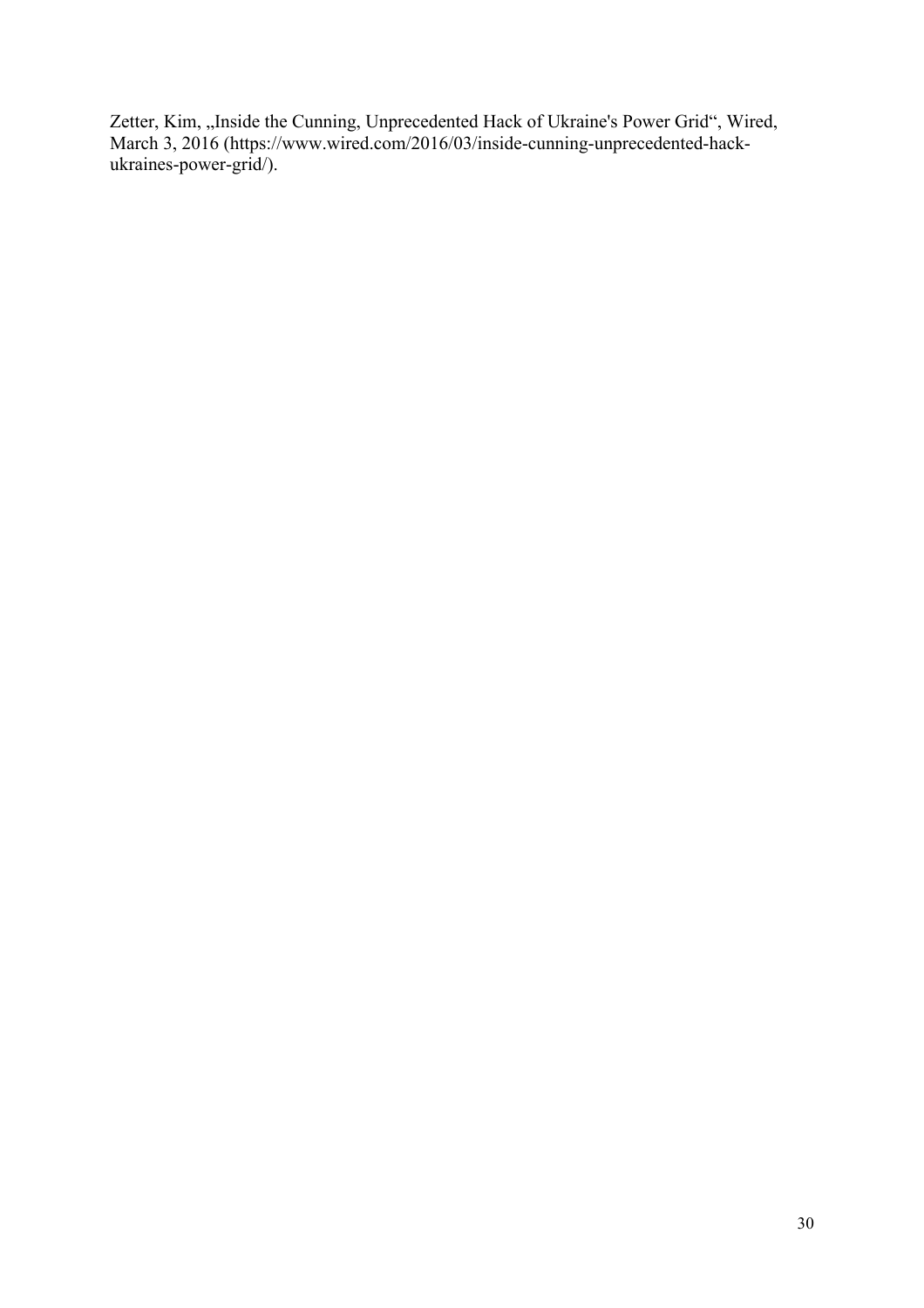Zetter, Kim, „Inside the Cunning, Unprecedented Hack of Ukraine's Power Grid“, Wired, March 3, 2016 (https://www.wired.com/2016/03/inside-cunning-unprecedented-hack-ukraines-power-grid/).